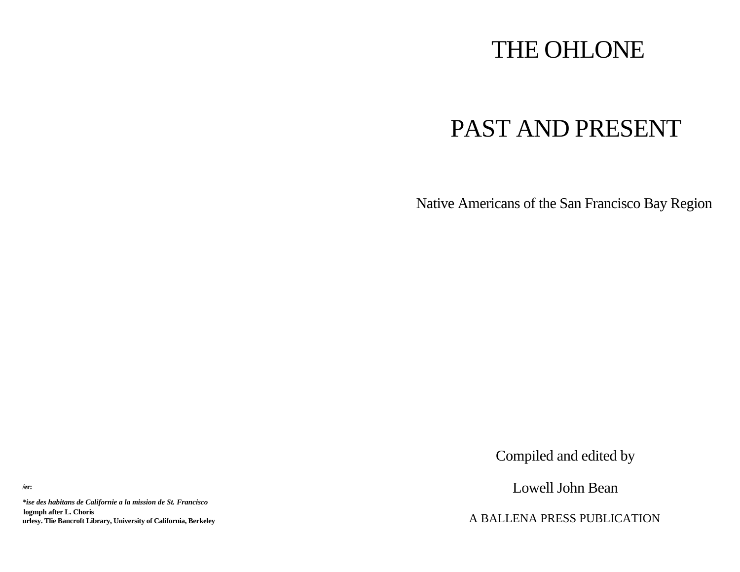/er:

***ise des habitans de Californie a la mission de St. Francisco***
**logmph after L. Choris**
**urlesy. Tlie Bancroft Library, University of California, Berkeley**

# THE OHLONE

# PAST AND PRESENT

## Native Americans of the San Francisco Bay Region

Compiled and edited by

Lowell John Bean

A BALLENA PRESS PUBLICATION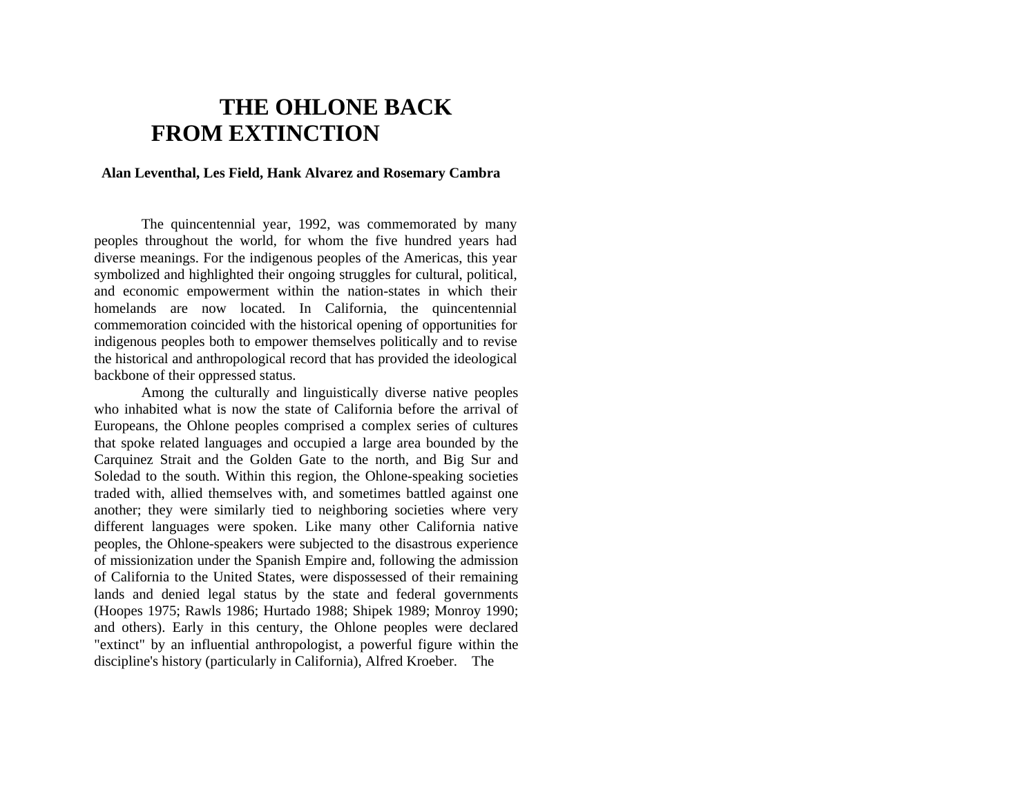# THE OHLONE BACK FROM EXTINCTION

**Alan Leventhal, Les Field, Hank Alvarez and Rosemary Cambra**

The quincentennial year, 1992, was commemorated by many peoples throughout the world, for whom the five hundred years had diverse meanings. For the indigenous peoples of the Americas, this year symbolized and highlighted their ongoing struggles for cultural, political, and economic empowerment within the nation-states in which their homelands are now located. In California, the quincentennial commemoration coincided with the historical opening of opportunities for indigenous peoples both to empower themselves politically and to revise the historical and anthropological record that has provided the ideological backbone of their oppressed status.

Among the culturally and linguistically diverse native peoples who inhabited what is now the state of California before the arrival of Europeans, the Ohlone peoples comprised a complex series of cultures that spoke related languages and occupied a large area bounded by the Carquinez Strait and the Golden Gate to the north, and Big Sur and Soledad to the south. Within this region, the Ohlone-speaking societies traded with, allied themselves with, and sometimes battled against one another; they were similarly tied to neighboring societies where very different languages were spoken. Like many other California native peoples, the Ohlone-speakers were subjected to the disastrous experience of missionization under the Spanish Empire and, following the admission of California to the United States, were dispossessed of their remaining lands and denied legal status by the state and federal governments (Hoopes 1975; Rawls 1986; Hurtado 1988; Shipek 1989; Monroy 1990; and others). Early in this century, the Ohlone peoples were declared "extinct" by an influential anthropologist, a powerful figure within the discipline's history (particularly in California), Alfred Kroeber. The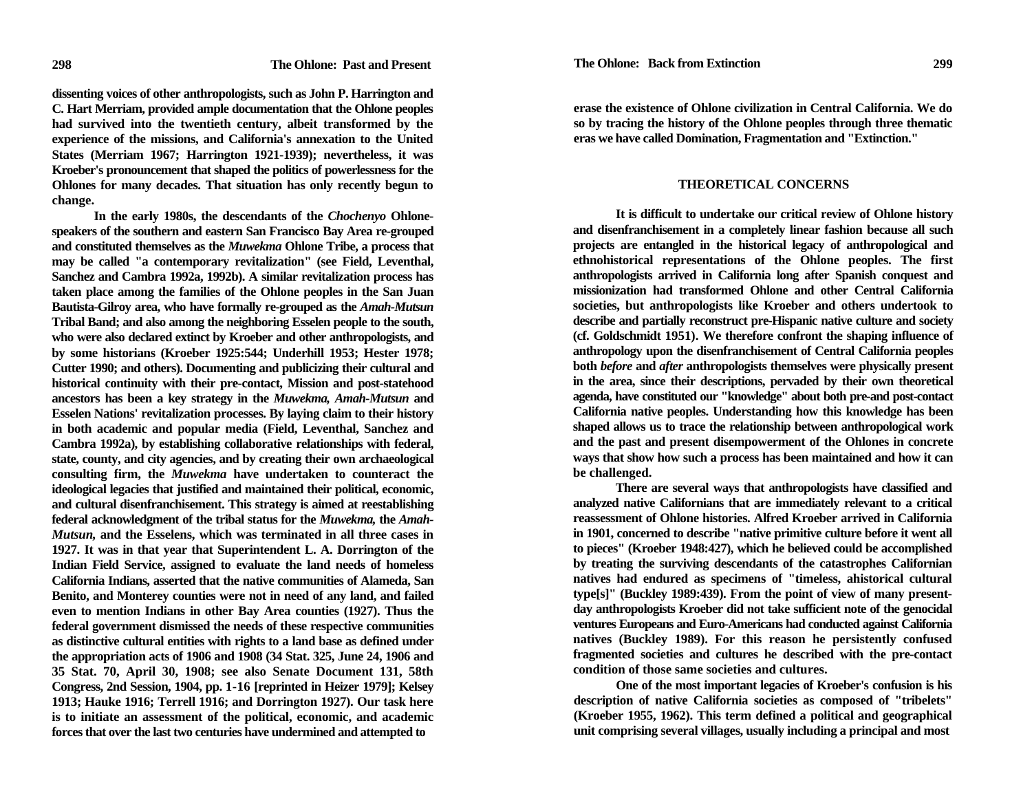dissenting voices of other anthropologists, such as John P. Harrington and C. Hart Merriam, provided ample documentation that the Ohlone peoples had survived into the twentieth century, albeit transformed by the experience of the missions, and California's annexation to the United States (Merriam 1967; Harrington 1921-1939); nevertheless, it was Kroeber's pronouncement that shaped the politics of powerlessness for the Ohlones for many decades. That situation has only recently begun to change.

In the early 1980s, the descendants of the *Chochenyo* Ohlone-speakers of the southern and eastern San Francisco Bay Area re-grouped and constituted themselves as the *Muwekma* Ohlone Tribe, a process that may be called "a contemporary revitalization" (see Field, Leventhal, Sanchez and Cambra 1992a, 1992b). A similar revitalization process has taken place among the families of the Ohlone peoples in the San Juan Bautista-Gilroy area, who have formally re-grouped as the *Amah-Mutsun* Tribal Band; and also among the neighboring Esselen people to the south, who were also declared extinct by Kroeber and other anthropologists, and by some historians (Kroeber 1925:544; Underhill 1953; Hester 1978; Cutter 1990; and others). Documenting and publicizing their cultural and historical continuity with their pre-contact, Mission and post-statehood ancestors has been a key strategy in the *Muwekma, Amah-Mutsun* and Esselen Nations' revitalization processes. By laying claim to their history in both academic and popular media (Field, Leventhal, Sanchez and Cambra 1992a), by establishing collaborative relationships with federal, state, county, and city agencies, and by creating their own archaeological consulting firm, the *Muwekma* have undertaken to counteract the ideological legacies that justified and maintained their political, economic, and cultural disenfranchisement. This strategy is aimed at reestablishing federal acknowledgment of the tribal status for the *Muwekma,* the *Amah-Mutsun,* and the Esselens, which was terminated in all three cases in 1927. It was in that year that Superintendent L. A. Dorrington of the Indian Field Service, assigned to evaluate the land needs of homeless California Indians, asserted that the native communities of Alameda, San Benito, and Monterey counties were not in need of any land, and failed even to mention Indians in other Bay Area counties (1927). Thus the federal government dismissed the needs of these respective communities as distinctive cultural entities with rights to a land base as defined under the appropriation acts of 1906 and 1908 (34 Stat. 325, June 24, 1906 and 35 Stat. 70, April 30, 1908; see also Senate Document 131, 58th Congress, 2nd Session, 1904, pp. 1-16 [reprinted in Heizer 1979]; Kelsey 1913; Hauke 1916; Terrell 1916; and Dorrington 1927). Our task here is to initiate an assessment of the political, economic, and academic forces that over the last two centuries have undermined and attempted to erase the existence of Ohlone civilization in Central California. We do so by tracing the history of the Ohlone peoples through three thematic eras we have called Domination, Fragmentation and "Extinction."

## THEORETICAL CONCERNS

It is difficult to undertake our critical review of Ohlone history and disenfranchisement in a completely linear fashion because all such projects are entangled in the historical legacy of anthropological and ethnohistorical representations of the Ohlone peoples. The first anthropologists arrived in California long after Spanish conquest and missionization had transformed Ohlone and other Central California societies, but anthropologists like Kroeber and others undertook to describe and partially reconstruct pre-Hispanic native culture and society (cf. Goldschmidt 1951). We therefore confront the shaping influence of anthropology upon the disenfranchisement of Central California peoples both *before* and *after* anthropologists themselves were physically present in the area, since their descriptions, pervaded by their own theoretical agenda, have constituted our "knowledge" about both pre-and post-contact California native peoples. Understanding how this knowledge has been shaped allows us to trace the relationship between anthropological work and the past and present disempowerment of the Ohlones in concrete ways that show how such a process has been maintained and how it can be challenged.

There are several ways that anthropologists have classified and analyzed native Californians that are immediately relevant to a critical reassessment of Ohlone histories. Alfred Kroeber arrived in California in 1901, concerned to describe "native primitive culture before it went all to pieces" (Kroeber 1948:427), which he believed could be accomplished by treating the surviving descendants of the catastrophes Californian natives had endured as specimens of "timeless, ahistorical cultural type[s]" (Buckley 1989:439). From the point of view of many present-day anthropologists Kroeber did not take sufficient note of the genocidal ventures Europeans and Euro-Americans had conducted against California natives (Buckley 1989). For this reason he persistently confused fragmented societies and cultures he described with the pre-contact condition of those same societies and cultures.

One of the most important legacies of Kroeber's confusion is his description of native California societies as composed of "tribelets" (Kroeber 1955, 1962). This term defined a political and geographical unit comprising several villages, usually including a principal and most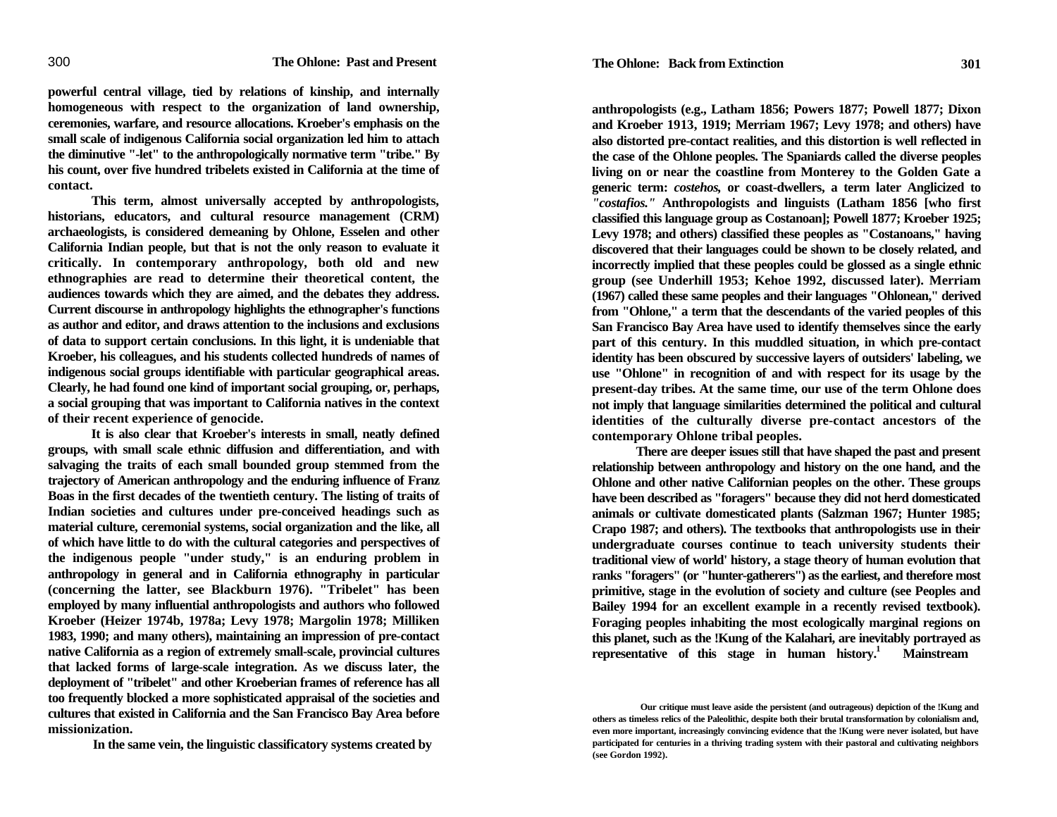powerful central village, tied by relations of kinship, and internally homogeneous with respect to the organization of land ownership, ceremonies, warfare, and resource allocations. Kroeber's emphasis on the small scale of indigenous California social organization led him to attach the diminutive "-let" to the anthropologically normative term "tribe." By his count, over five hundred tribelets existed in California at the time of contact.

This term, almost universally accepted by anthropologists, historians, educators, and cultural resource management (CRM) archaeologists, is considered demeaning by Ohlone, Esselen and other California Indian people, but that is not the only reason to evaluate it critically. In contemporary anthropology, both old and new ethnographies are read to determine their theoretical content, the audiences towards which they are aimed, and the debates they address. Current discourse in anthropology highlights the ethnographer's functions as author and editor, and draws attention to the inclusions and exclusions of data to support certain conclusions. In this light, it is undeniable that Kroeber, his colleagues, and his students collected hundreds of names of indigenous social groups identifiable with particular geographical areas. Clearly, he had found one kind of important social grouping, or, perhaps, a social grouping that was important to California natives in the context of their recent experience of genocide.

It is also clear that Kroeber's interests in small, neatly defined groups, with small scale ethnic diffusion and differentiation, and with salvaging the traits of each small bounded group stemmed from the trajectory of American anthropology and the enduring influence of Franz Boas in the first decades of the twentieth century. The listing of traits of Indian societies and cultures under pre-conceived headings such as material culture, ceremonial systems, social organization and the like, all of which have little to do with the cultural categories and perspectives of the indigenous people "under study," is an enduring problem in anthropology in general and in California ethnography in particular (concerning the latter, see Blackburn 1976). "Tribelet" has been employed by many influential anthropologists and authors who followed Kroeber (Heizer 1974b, 1978a; Levy 1978; Margolin 1978; Milliken 1983, 1990; and many others), maintaining an impression of pre-contact native California as a region of extremely small-scale, provincial cultures that lacked forms of large-scale integration. As we discuss later, the deployment of "tribelet" and other Kroeberian frames of reference has all too frequently blocked a more sophisticated appraisal of the societies and cultures that existed in California and the San Francisco Bay Area before missionization.

In the same vein, the linguistic classificatory systems created by anthropologists (e.g., Latham 1856; Powers 1877; Powell 1877; Dixon and Kroeber 1913, 1919; Merriam 1967; Levy 1978; and others) have also distorted pre-contact realities, and this distortion is well reflected in the case of the Ohlone peoples. The Spaniards called the diverse peoples living on or near the coastline from Monterey to the Golden Gate a generic term: *costehos*, or coast-dwellers, a term later Anglicized to *"costafios."* Anthropologists and linguists (Latham 1856 [who first classified this language group as Costanoan]; Powell 1877; Kroeber 1925; Levy 1978; and others) classified these peoples as "Costanoans," having discovered that their languages could be shown to be closely related, and incorrectly implied that these peoples could be glossed as a single ethnic group (see Underhill 1953; Kehoe 1992, discussed later). Merriam (1967) called these same peoples and their languages "Ohlonean," derived from "Ohlone," a term that the descendants of the varied peoples of this San Francisco Bay Area have used to identify themselves since the early part of this century. In this muddled situation, in which pre-contact identity has been obscured by successive layers of outsiders' labeling, we use "Ohlone" in recognition of and with respect for its usage by the present-day tribes. At the same time, our use of the term Ohlone does not imply that language similarities determined the political and cultural identities of the culturally diverse pre-contact ancestors of the contemporary Ohlone tribal peoples.

There are deeper issues still that have shaped the past and present relationship between anthropology and history on the one hand, and the Ohlone and other native Californian peoples on the other. These groups have been described as "foragers" because they did not herd domesticated animals or cultivate domesticated plants (Salzman 1967; Hunter 1985; Crapo 1987; and others). The textbooks that anthropologists use in their undergraduate courses continue to teach university students their traditional view of world' history, a stage theory of human evolution that ranks "foragers" (or "hunter-gatherers") as the earliest, and therefore most primitive, stage in the evolution of society and culture (see Peoples and Bailey 1994 for an excellent example in a recently revised textbook). Foraging peoples inhabiting the most ecologically marginal regions on this planet, such as the !Kung of the Kalahari, are inevitably portrayed as representative of this stage in human history.[1] Mainstream

[1] Our critique must leave aside the persistent (and outrageous) depiction of the !Kung and others as timeless relics of the Paleolithic, despite both their brutal transformation by colonialism and, even more important, increasingly convincing evidence that the !Kung were never isolated, but have participated for centuries in a thriving trading system with their pastoral and cultivating neighbors (see Gordon 1992).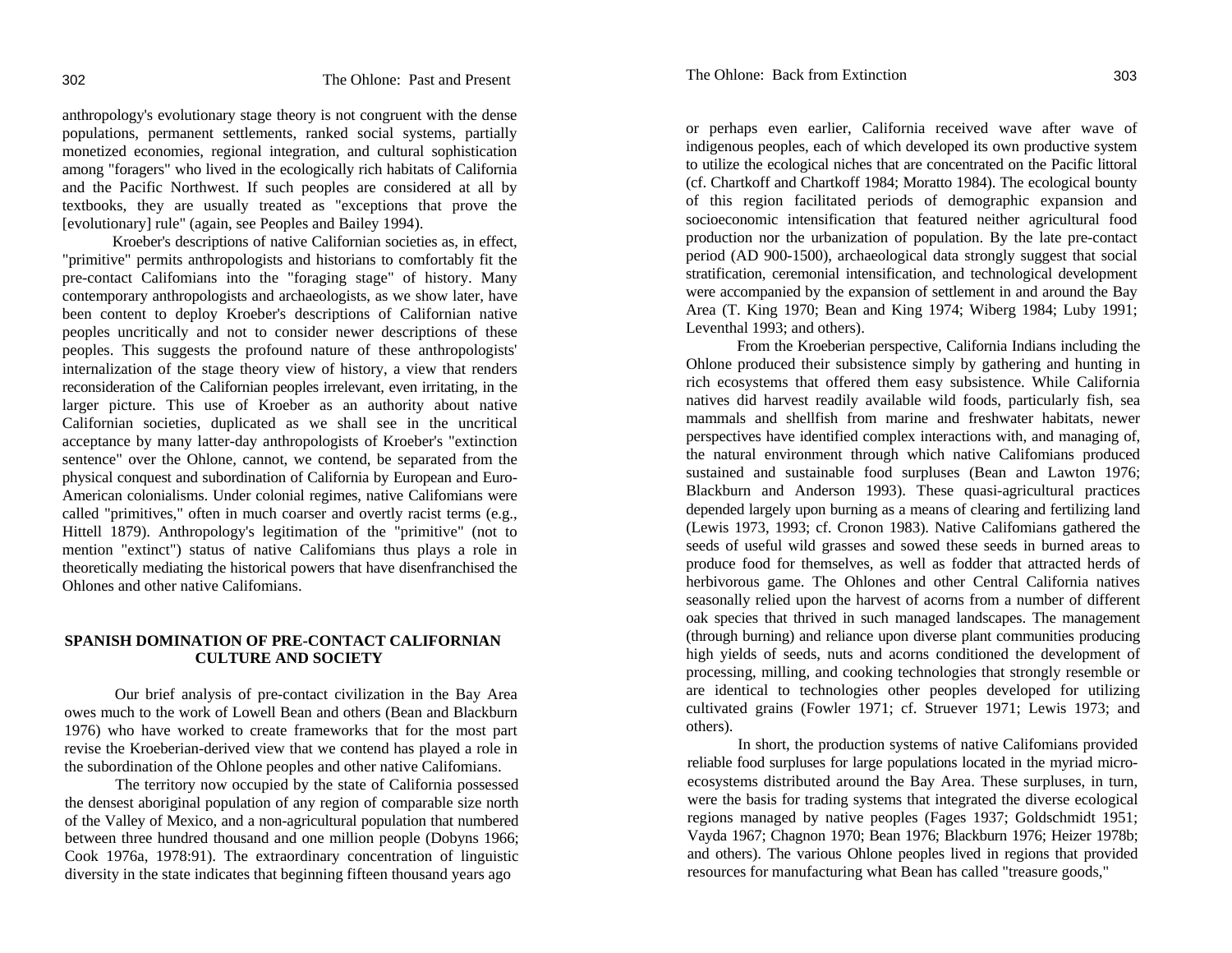anthropology's evolutionary stage theory is not congruent with the dense populations, permanent settlements, ranked social systems, partially monetized economies, regional integration, and cultural sophistication among "foragers" who lived in the ecologically rich habitats of California and the Pacific Northwest. If such peoples are considered at all by textbooks, they are usually treated as "exceptions that prove the [evolutionary] rule" (again, see Peoples and Bailey 1994).

Kroeber's descriptions of native Californian societies as, in effect, "primitive" permits anthropologists and historians to comfortably fit the pre-contact Califomians into the "foraging stage" of history. Many contemporary anthropologists and archaeologists, as we show later, have been content to deploy Kroeber's descriptions of Californian native peoples uncritically and not to consider newer descriptions of these peoples. This suggests the profound nature of these anthropologists' internalization of the stage theory view of history, a view that renders reconsideration of the Californian peoples irrelevant, even irritating, in the larger picture. This use of Kroeber as an authority about native Californian societies, duplicated as we shall see in the uncritical acceptance by many latter-day anthropologists of Kroeber's "extinction sentence" over the Ohlone, cannot, we contend, be separated from the physical conquest and subordination of California by European and Euro-American colonialisms. Under colonial regimes, native Califomians were called "primitives," often in much coarser and overtly racist terms (e.g., Hittell 1879). Anthropology's legitimation of the "primitive" (not to mention "extinct") status of native Califomians thus plays a role in theoretically mediating the historical powers that have disenfranchised the Ohlones and other native Califomians.

## SPANISH DOMINATION OF PRE-CONTACT CALIFORNIAN CULTURE AND SOCIETY

Our brief analysis of pre-contact civilization in the Bay Area owes much to the work of Lowell Bean and others (Bean and Blackburn 1976) who have worked to create frameworks that for the most part revise the Kroeberian-derived view that we contend has played a role in the subordination of the Ohlone peoples and other native Califomians.

The territory now occupied by the state of California possessed the densest aboriginal population of any region of comparable size north of the Valley of Mexico, and a non-agricultural population that numbered between three hundred thousand and one million people (Dobyns 1966; Cook 1976a, 1978:91). The extraordinary concentration of linguistic diversity in the state indicates that beginning fifteen thousand years ago or perhaps even earlier, California received wave after wave of indigenous peoples, each of which developed its own productive system to utilize the ecological niches that are concentrated on the Pacific littoral (cf. Chartkoff and Chartkoff 1984; Moratto 1984). The ecological bounty of this region facilitated periods of demographic expansion and socioeconomic intensification that featured neither agricultural food production nor the urbanization of population. By the late pre-contact period (AD 900-1500), archaeological data strongly suggest that social stratification, ceremonial intensification, and technological development were accompanied by the expansion of settlement in and around the Bay Area (T. King 1970; Bean and King 1974; Wiberg 1984; Luby 1991; Leventhal 1993; and others).

From the Kroeberian perspective, California Indians including the Ohlone produced their subsistence simply by gathering and hunting in rich ecosystems that offered them easy subsistence. While California natives did harvest readily available wild foods, particularly fish, sea mammals and shellfish from marine and freshwater habitats, newer perspectives have identified complex interactions with, and managing of, the natural environment through which native Califomians produced sustained and sustainable food surpluses (Bean and Lawton 1976; Blackburn and Anderson 1993). These quasi-agricultural practices depended largely upon burning as a means of clearing and fertilizing land (Lewis 1973, 1993; cf. Cronon 1983). Native Califomians gathered the seeds of useful wild grasses and sowed these seeds in burned areas to produce food for themselves, as well as fodder that attracted herds of herbivorous game. The Ohlones and other Central California natives seasonally relied upon the harvest of acorns from a number of different oak species that thrived in such managed landscapes. The management (through burning) and reliance upon diverse plant communities producing high yields of seeds, nuts and acorns conditioned the development of processing, milling, and cooking technologies that strongly resemble or are identical to technologies other peoples developed for utilizing cultivated grains (Fowler 1971; cf. Struever 1971; Lewis 1973; and others).

In short, the production systems of native Califomians provided reliable food surpluses for large populations located in the myriad micro-ecosystems distributed around the Bay Area. These surpluses, in turn, were the basis for trading systems that integrated the diverse ecological regions managed by native peoples (Fages 1937; Goldschmidt 1951; Vayda 1967; Chagnon 1970; Bean 1976; Blackburn 1976; Heizer 1978b; and others). The various Ohlone peoples lived in regions that provided resources for manufacturing what Bean has called "treasure goods,"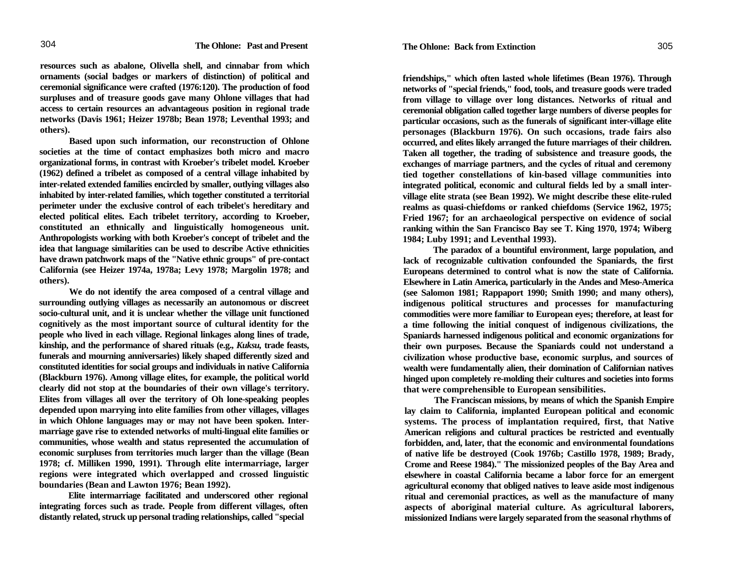resources such as abalone, Olivella shell, and cinnabar from which ornaments (social badges or markers of distinction) of political and ceremonial significance were crafted (1976:120). The production of food surpluses and of treasure goods gave many Ohlone villages that had access to certain resources an advantageous position in regional trade networks (Davis 1961; Heizer 1978b; Bean 1978; Leventhal 1993; and others).

Based upon such information, our reconstruction of Ohlone societies at the time of contact emphasizes both micro and macro organizational forms, in contrast with Kroeber's tribelet model. Kroeber (1962) defined a tribelet as composed of a central village inhabited by inter-related extended families encircled by smaller, outlying villages also inhabited by inter-related families, which together constituted a territorial perimeter under the exclusive control of each tribelet's hereditary and elected political elites. Each tribelet territory, according to Kroeber, constituted an ethnically and linguistically homogeneous unit. Anthropologists working with both Kroeber's concept of tribelet and the idea that language similarities can be used to describe Active ethnicities have drawn patchwork maps of the "Native ethnic groups" of pre-contact California (see Heizer 1974a, 1978a; Levy 1978; Margolin 1978; and others).

We do not identify the area composed of a central village and surrounding outlying villages as necessarily an autonomous or discreet socio-cultural unit, and it is unclear whether the village unit functioned cognitively as the most important source of cultural identity for the people who lived in each village. Regional linkages along lines of trade, kinship, and the performance of shared rituals (e.g., *Kuksu,* trade feasts, funerals and mourning anniversaries) likely shaped differently sized and constituted identities for social groups and individuals in native California (Blackburn 1976). Among village elites, for example, the political world clearly did not stop at the boundaries of their own village's territory. Elites from villages all over the territory of Oh lone-speaking peoples depended upon marrying into elite families from other villages, villages in which Ohlone languages may or may not have been spoken. Intermarriage gave rise to extended networks of multi-lingual elite families or communities, whose wealth and status represented the accumulation of economic surpluses from territories much larger than the village (Bean 1978; cf. Milliken 1990, 1991). Through elite intermarriage, larger regions were integrated which overlapped and crossed linguistic boundaries (Bean and Lawton 1976; Bean 1992).

Elite intermarriage facilitated and underscored other regional integrating forces such as trade. People from different villages, often distantly related, struck up personal trading relationships, called "special friendships," which often lasted whole lifetimes (Bean 1976). Through networks of "special friends," food, tools, and treasure goods were traded from village to village over long distances. Networks of ritual and ceremonial obligation called together large numbers of diverse peoples for particular occasions, such as the funerals of significant inter-village elite personages (Blackburn 1976). On such occasions, trade fairs also occurred, and elites likely arranged the future marriages of their children. Taken all together, the trading of subsistence and treasure goods, the exchanges of marriage partners, and the cycles of ritual and ceremony tied together constellations of kin-based village communities into integrated political, economic and cultural fields led by a small inter-village elite strata (see Bean 1992). We might describe these elite-ruled realms as quasi-chiefdoms or ranked chiefdoms (Service 1962, 1975; Fried 1967; for an archaeological perspective on evidence of social ranking within the San Francisco Bay see T. King 1970, 1974; Wiberg 1984; Luby 1991; and Leventhal 1993).

The paradox of a bountiful environment, large population, and lack of recognizable cultivation confounded the Spaniards, the first Europeans determined to control what is now the state of California. Elsewhere in Latin America, particularly in the Andes and Meso-America (see Salomon 1981; Rappaport 1990; Smith 1990; and many others), indigenous political structures and processes for manufacturing commodities were more familiar to European eyes; therefore, at least for a time following the initial conquest of indigenous civilizations, the Spaniards harnessed indigenous political and economic organizations for their own purposes. Because the Spaniards could not understand a civilization whose productive base, economic surplus, and sources of wealth were fundamentally alien, their domination of Californian natives hinged upon completely re-molding their cultures and societies into forms that were comprehensible to European sensibilities.

The Franciscan missions, by means of which the Spanish Empire lay claim to California, implanted European political and economic systems. The process of implantation required, first, that Native American religions and cultural practices be restricted and eventually forbidden, and, later, that the economic and environmental foundations of native life be destroyed (Cook 1976b; Castillo 1978, 1989; Brady, Crome and Reese 1984)." The missionized peoples of the Bay Area and elsewhere in coastal California became a labor force for an emergent agricultural economy that obliged natives to leave aside most indigenous ritual and ceremonial practices, as well as the manufacture of many aspects of aboriginal material culture. As agricultural laborers, missionized Indians were largely separated from the seasonal rhythms of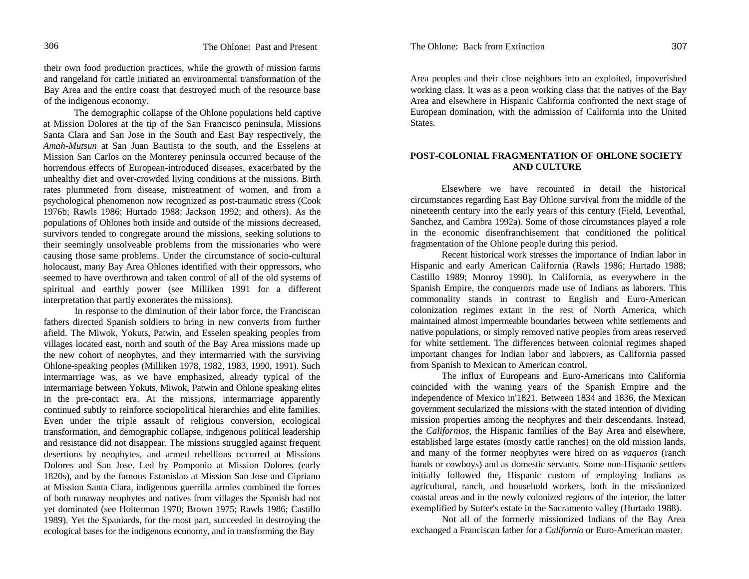their own food production practices, while the growth of mission farms and rangeland for cattle initiated an environmental transformation of the Bay Area and the entire coast that destroyed much of the resource base of the indigenous economy.

The demographic collapse of the Ohlone populations held captive at Mission Dolores at the tip of the San Francisco peninsula, Missions Santa Clara and San Jose in the South and East Bay respectively, the *Amah-Mutsun* at San Juan Bautista to the south, and the Esselens at Mission San Carlos on the Monterey peninsula occurred because of the horrendous effects of European-introduced diseases, exacerbated by the unhealthy diet and over-crowded living conditions at the missions. Birth rates plummeted from disease, mistreatment of women, and from a psychological phenomenon now recognized as post-traumatic stress (Cook 1976b; Rawls 1986; Hurtado 1988; Jackson 1992; and others). As the populations of Ohlones both inside and outside of the missions decreased, survivors tended to congregate around the missions, seeking solutions to their seemingly unsolveable problems from the missionaries who were causing those same problems. Under the circumstance of socio-cultural holocaust, many Bay Area Ohlones identified with their oppressors, who seemed to have overthrown and taken control of all of the old systems of spiritual and earthly power (see Milliken 1991 for a different interpretation that partly exonerates the missions).

In response to the diminution of their labor force, the Franciscan fathers directed Spanish soldiers to bring in new converts from further afield. The Miwok, Yokuts, Patwin, and Esselen speaking peoples from villages located east, north and south of the Bay Area missions made up the new cohort of neophytes, and they intermarried with the surviving Ohlone-speaking peoples (Milliken 1978, 1982, 1983, 1990, 1991). Such intermarriage was, as we have emphasized, already typical of the intermarriage between Yokuts, Miwok, Patwin and Ohlone speaking elites in the pre-contact era. At the missions, intermarriage apparently continued subtly to reinforce sociopolitical hierarchies and elite families. Even under the triple assault of religious conversion, ecological transformation, and demographic collapse, indigenous political leadership and resistance did not disappear. The missions struggled against frequent desertions by neophytes, and armed rebellions occurred at Missions Dolores and San Jose. Led by Pomponio at Mission Dolores (early 1820s), and by the famous Estanislao at Mission San Jose and Cipriano at Mission Santa Clara, indigenous guerrilla armies combined the forces of both runaway neophytes and natives from villages the Spanish had not yet dominated (see Holterman 1970; Brown 1975; Rawls 1986; Castillo 1989). Yet the Spaniards, for the most part, succeeded in destroying the ecological bases for the indigenous economy, and in transforming the Bay Area peoples and their close neighbors into an exploited, impoverished working class. It was as a peon working class that the natives of the Bay Area and elsewhere in Hispanic California confronted the next stage of European domination, with the admission of California into the United States.

## POST-COLONIAL FRAGMENTATION OF OHLONE SOCIETY AND CULTURE

Elsewhere we have recounted in detail the historical circumstances regarding East Bay Ohlone survival from the middle of the nineteenth century into the early years of this century (Field, Leventhal, Sanchez, and Cambra 1992a). Some of those circumstances played a role in the economic disenfranchisement that conditioned the political fragmentation of the Ohlone people during this period.

Recent historical work stresses the importance of Indian labor in Hispanic and early American California (Rawls 1986; Hurtado 1988; Castillo 1989; Monroy 1990). In California, as everywhere in the Spanish Empire, the conquerors made use of Indians as laborers. This commonality stands in contrast to English and Euro-American colonization regimes extant in the rest of North America, which maintained almost impermeable boundaries between white settlements and native populations, or simply removed native peoples from areas reserved for white settlement. The differences between colonial regimes shaped important changes for Indian labor and laborers, as California passed from Spanish to Mexican to American control.

The influx of Europeans and Euro-Americans into California coincided with the waning years of the Spanish Empire and the independence of Mexico in'1821. Between 1834 and 1836, the Mexican government secularized the missions with the stated intention of dividing mission properties among the neophytes and their descendants. Instead, the *Californios,* the Hispanic families of the Bay Area and elsewhere, established large estates (mostly cattle ranches) on the old mission lands, and many of the former neophytes were hired on as *vaqueros* (ranch hands or cowboys) and as domestic servants. Some non-Hispanic settlers initially followed the Hispanic custom of employing Indians as agricultural, ranch, and household workers, both in the missionized coastal areas and in the newly colonized regions of the interior, the latter exemplified by Sutter's estate in the Sacramento valley (Hurtado 1988).

Not all of the formerly missionized Indians of the Bay Area exchanged a Franciscan father for a *Californio* or Euro-American master.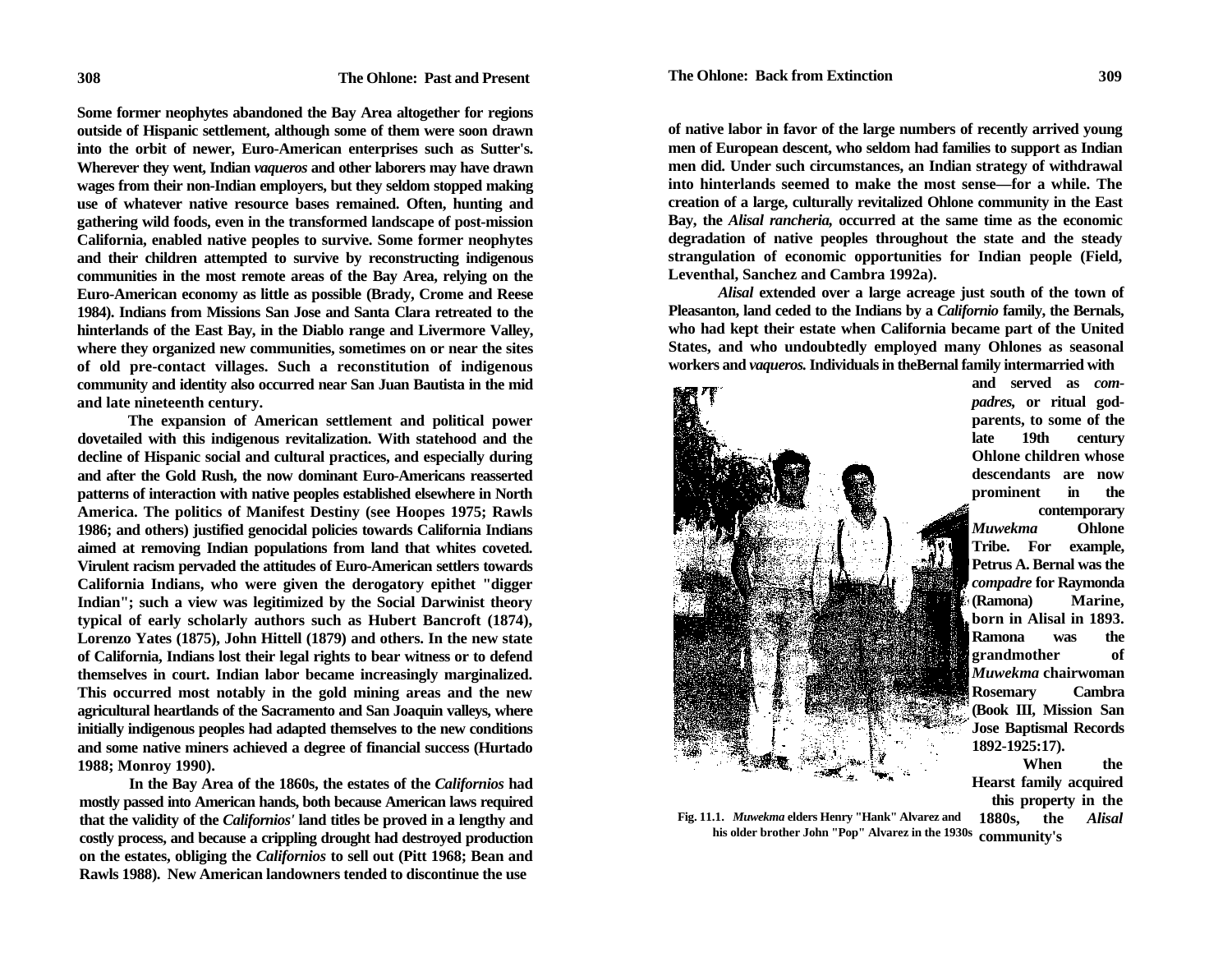Some former neophytes abandoned the Bay Area altogether for regions outside of Hispanic settlement, although some of them were soon drawn into the orbit of newer, Euro-American enterprises such as Sutter's. Wherever they went, Indian *vaqueros* and other laborers may have drawn wages from their non-Indian employers, but they seldom stopped making use of whatever native resource bases remained. Often, hunting and gathering wild foods, even in the transformed landscape of post-mission California, enabled native peoples to survive. Some former neophytes and their children attempted to survive by reconstructing indigenous communities in the most remote areas of the Bay Area, relying on the Euro-American economy as little as possible (Brady, Crome and Reese 1984). Indians from Missions San Jose and Santa Clara retreated to the hinterlands of the East Bay, in the Diablo range and Livermore Valley, where they organized new communities, sometimes on or near the sites of old pre-contact villages. Such a reconstitution of indigenous community and identity also occurred near San Juan Bautista in the mid and late nineteenth century.

The expansion of American settlement and political power dovetailed with this indigenous revitalization. With statehood and the decline of Hispanic social and cultural practices, and especially during and after the Gold Rush, the now dominant Euro-Americans reasserted patterns of interaction with native peoples established elsewhere in North America. The politics of Manifest Destiny (see Hoopes 1975; Rawls 1986; and others) justified genocidal policies towards California Indians aimed at removing Indian populations from land that whites coveted. Virulent racism pervaded the attitudes of Euro-American settlers towards California Indians, who were given the derogatory epithet "digger Indian"; such a view was legitimized by the Social Darwinist theory typical of early scholarly authors such as Hubert Bancroft (1874), Lorenzo Yates (1875), John Hittell (1879) and others. In the new state of California, Indians lost their legal rights to bear witness or to defend themselves in court. Indian labor became increasingly marginalized. This occurred most notably in the gold mining areas and the new agricultural heartlands of the Sacramento and San Joaquin valleys, where initially indigenous peoples had adapted themselves to the new conditions and some native miners achieved a degree of financial success (Hurtado 1988; Monroy 1990).

In the Bay Area of the 1860s, the estates of the *Californios* had mostly passed into American hands, both because American laws required that the validity of the *Californios'* land titles be proved in a lengthy and costly process, and because a crippling drought had destroyed production on the estates, obliging the *Californios* to sell out (Pitt 1968; Bean and Rawls 1988). New American landowners tended to discontinue the use of native labor in favor of the large numbers of recently arrived young men of European descent, who seldom had families to support as Indian men did. Under such circumstances, an Indian strategy of withdrawal into hinterlands seemed to make the most sense—for a while. The creation of a large, culturally revitalized Ohlone community in the East Bay, the *Alisal rancheria,* occurred at the same time as the economic degradation of native peoples throughout the state and the steady strangulation of economic opportunities for Indian people (Field, Leventhal, Sanchez and Cambra 1992a).

*Alisal* extended over a large acreage just south of the town of Pleasanton, land ceded to the Indians by a *Californio* family, the Bernals, who had kept their estate when California became part of the United States, and who undoubtedly employed many Ohlones as seasonal workers and *vaqueros.* Individuals in the Bernal family intermarried with and served as *compadres,* or ritual godparents, to some of the late 19th century Ohlone children whose descendants are now prominent in the contemporary *Muwekma* Ohlone Tribe. For example, Petrus A. Bernal was the *compadre* for Raymonda (Ramona) Marine, born in Alisal in 1893. Ramona was the grandmother of *Muwekma* chairwoman Rosemary Cambra (Book III, Mission San Jose Baptismal Records 1892-1925:17).

Fig. 11.1. *Muwekma* elders Henry "Hank" Alvarez and his older brother John "Pop" Alvarez in the 1930s

When the Hearst family acquired this property in the 1880s, the *Alisal* community's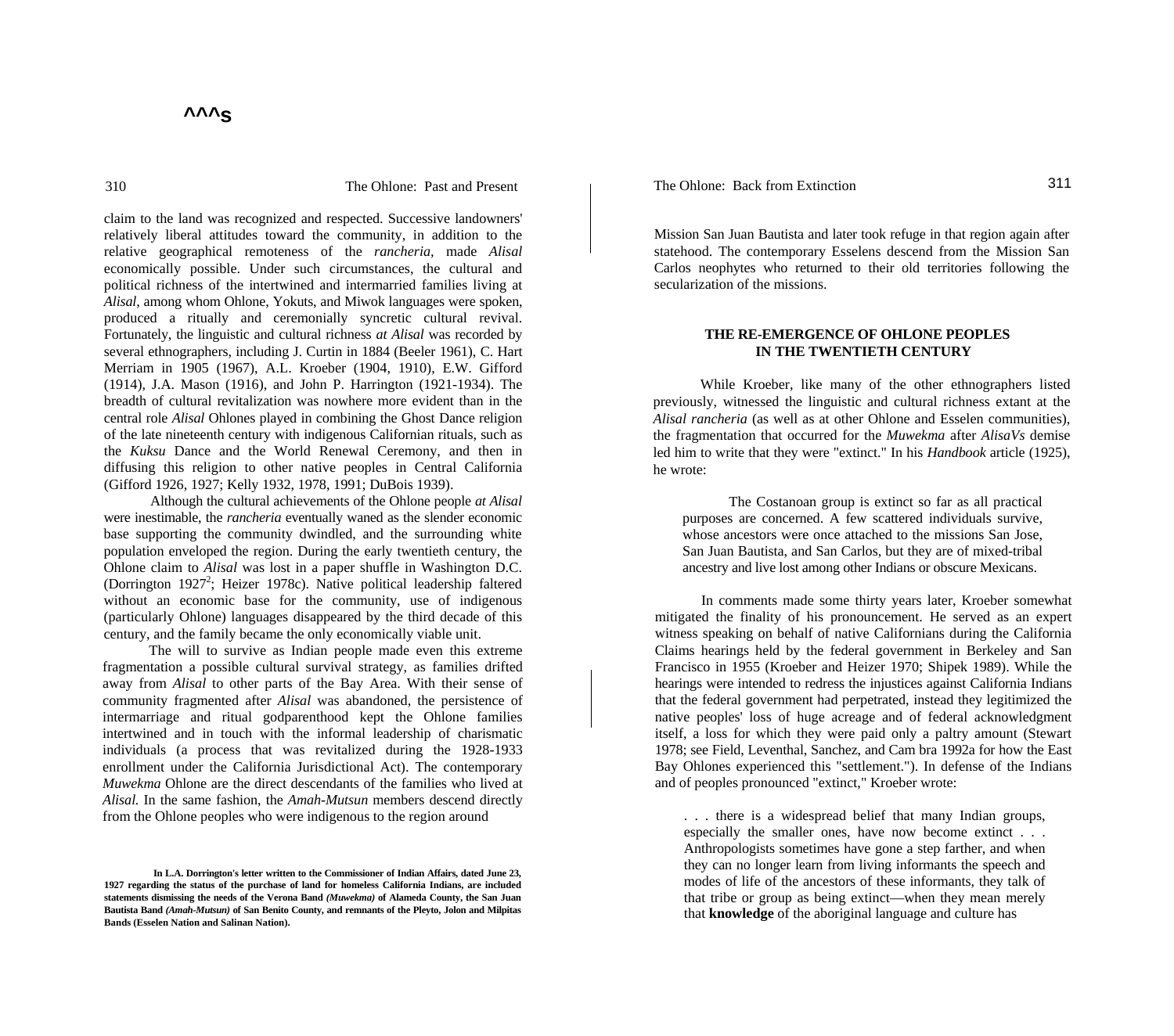claim to the land was recognized and respected. Successive landowners' relatively liberal attitudes toward the community, in addition to the relative geographical remoteness of the *rancheria,* made *Alisal* economically possible. Under such circumstances, the cultural and political richness of the intertwined and intermarried families living at *Alisal,* among whom Ohlone, Yokuts, and Miwok languages were spoken, produced a ritually and ceremonially syncretic cultural revival. Fortunately, the linguistic and cultural richness *at Alisal* was recorded by several ethnographers, including J. Curtin in 1884 (Beeler 1961), C. Hart Merriam in 1905 (1967), A.L. Kroeber (1904, 1910), E.W. Gifford (1914), J.A. Mason (1916), and John P. Harrington (1921-1934). The breadth of cultural revitalization was nowhere more evident than in the central role *Alisal* Ohlones played in combining the Ghost Dance religion of the late nineteenth century with indigenous Californian rituals, such as the *Kuksu* Dance and the World Renewal Ceremony, and then in diffusing this religion to other native peoples in Central California (Gifford 1926, 1927; Kelly 1932, 1978, 1991; DuBois 1939).

Although the cultural achievements of the Ohlone people *at Alisal* were inestimable, the *rancheria* eventually waned as the slender economic base supporting the community dwindled, and the surrounding white population enveloped the region. During the early twentieth century, the Ohlone claim to *Alisal* was lost in a paper shuffle in Washington D.C. (Dorrington 1927[2]; Heizer 1978c). Native political leadership faltered without an economic base for the community, use of indigenous (particularly Ohlone) languages disappeared by the third decade of this century, and the family became the only economically viable unit.

The will to survive as Indian people made even this extreme fragmentation a possible cultural survival strategy, as families drifted away from *Alisal* to other parts of the Bay Area. With their sense of community fragmented after *Alisal* was abandoned, the persistence of intermarriage and ritual godparenthood kept the Ohlone families intertwined and in touch with the informal leadership of charismatic individuals (a process that was revitalized during the 1928-1933 enrollment under the California Jurisdictional Act). The contemporary *Muwekma* Ohlone are the direct descendants of the families who lived at *Alisal.* In the same fashion, the *Amah-Mutsun* members descend directly from the Ohlone peoples who were indigenous to the region around Mission San Juan Bautista and later took refuge in that region again after statehood. The contemporary Esselens descend from the Mission San Carlos neophytes who returned to their old territories following the secularization of the missions.

## THE RE-EMERGENCE OF OHLONE PEOPLES IN THE TWENTIETH CENTURY

While Kroeber, like many of the other ethnographers listed previously, witnessed the linguistic and cultural richness extant at the *Alisal rancheria* (as well as at other Ohlone and Esselen communities), the fragmentation that occurred for the *Muwekma* after *AlisaVs* demise led him to write that they were "extinct." In his *Handbook* article (1925), he wrote:

> The Costanoan group is extinct so far as all practical purposes are concerned. A few scattered individuals survive, whose ancestors were once attached to the missions San Jose, San Juan Bautista, and San Carlos, but they are of mixed-tribal ancestry and live lost among other Indians or obscure Mexicans.

In comments made some thirty years later, Kroeber somewhat mitigated the finality of his pronouncement. He served as an expert witness speaking on behalf of native Californians during the California Claims hearings held by the federal government in Berkeley and San Francisco in 1955 (Kroeber and Heizer 1970; Shipek 1989). While the hearings were intended to redress the injustices against California Indians that the federal government had perpetrated, instead they legitimized the native peoples' loss of huge acreage and of federal acknowledgment itself, a loss for which they were paid only a paltry amount (Stewart 1978; see Field, Leventhal, Sanchez, and Cam bra 1992a for how the East Bay Ohlones experienced this "settlement."). In defense of the Indians and of peoples pronounced "extinct," Kroeber wrote:

> . . . there is a widespread belief that many Indian groups, especially the smaller ones, have now become extinct . . . Anthropologists sometimes have gone a step farther, and when they can no longer learn from living informants the speech and modes of life of the ancestors of these informants, they talk of that tribe or group as being extinct—when they mean merely that **knowledge** of the aboriginal language and culture has

**In L.A. Dorrington's letter written to the Commissioner of Indian Affairs, dated June 23, 1927 regarding the status of the purchase of land for homeless California Indians, are included statements dismissing the needs of the Verona Band *(Muwekma)* of Alameda County, the San Juan Bautista Band *(Amah-Mutsun)* of San Benito County, and remnants of the Pleyto, Jolon and Milpitas Bands (Esselen Nation and Salinan Nation).**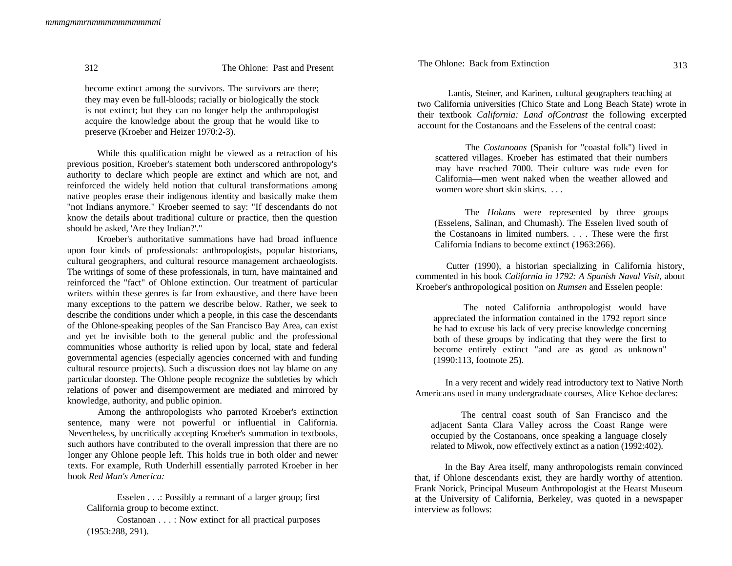become extinct among the survivors. The survivors are there; they may even be full-bloods; racially or biologically the stock is not extinct; but they can no longer help the anthropologist acquire the knowledge about the group that he would like to preserve (Kroeber and Heizer 1970:2-3).

While this qualification might be viewed as a retraction of his previous position, Kroeber's statement both underscored anthropology's authority to declare which people are extinct and which are not, and reinforced the widely held notion that cultural transformations among native peoples erase their indigenous identity and basically make them "not Indians anymore." Kroeber seemed to say: "If descendants do not know the details about traditional culture or practice, then the question should be asked, 'Are they Indian?'."

Kroeber's authoritative summations have had broad influence upon four kinds of professionals: anthropologists, popular historians, cultural geographers, and cultural resource management archaeologists. The writings of some of these professionals, in turn, have maintained and reinforced the "fact" of Ohlone extinction. Our treatment of particular writers within these genres is far from exhaustive, and there have been many exceptions to the pattern we describe below. Rather, we seek to describe the conditions under which a people, in this case the descendants of the Ohlone-speaking peoples of the San Francisco Bay Area, can exist and yet be invisible both to the general public and the professional communities whose authority is relied upon by local, state and federal governmental agencies (especially agencies concerned with and funding cultural resource projects). Such a discussion does not lay blame on any particular doorstep. The Ohlone people recognize the subtleties by which relations of power and disempowerment are mediated and mirrored by knowledge, authority, and public opinion.

Among the anthropologists who parroted Kroeber's extinction sentence, many were not powerful or influential in California. Nevertheless, by uncritically accepting Kroeber's summation in textbooks, such authors have contributed to the overall impression that there are no longer any Ohlone people left. This holds true in both older and newer texts. For example, Ruth Underhill essentially parroted Kroeber in her book *Red Man's America:*

> Esselen . . .: Possibly a remnant of a larger group; first California group to become extinct.
>
> Costanoan . . . : Now extinct for all practical purposes (1953:288, 291).

Lantis, Steiner, and Karinen, cultural geographers teaching at two California universities (Chico State and Long Beach State) wrote in their textbook *California: Land ofContrast* the following excerpted account for the Costanoans and the Esselens of the central coast:

> The *Costanoans* (Spanish for "coastal folk") lived in scattered villages. Kroeber has estimated that their numbers may have reached 7000. Their culture was rude even for California—men went naked when the weather allowed and women wore short skin skirts. . . .
>
> The *Hokans* were represented by three groups (Esselens, Salinan, and Chumash). The Esselen lived south of the Costanoans in limited numbers. . . . These were the first California Indians to become extinct (1963:266).

Cutter (1990), a historian specializing in California history, commented in his book *California in 1792: A Spanish Naval Visit,* about Kroeber's anthropological position on *Rumsen* and Esselen people:

> The noted California anthropologist would have appreciated the information contained in the 1792 report since he had to excuse his lack of very precise knowledge concerning both of these groups by indicating that they were the first to become entirely extinct "and are as good as unknown" (1990:113, footnote 25).

In a very recent and widely read introductory text to Native North Americans used in many undergraduate courses, Alice Kehoe declares:

> The central coast south of San Francisco and the adjacent Santa Clara Valley across the Coast Range were occupied by the Costanoans, once speaking a language closely related to Miwok, now effectively extinct as a nation (1992:402).

In the Bay Area itself, many anthropologists remain convinced that, if Ohlone descendants exist, they are hardly worthy of attention. Frank Norick, Principal Museum Anthropologist at the Hearst Museum at the University of California, Berkeley, was quoted in a newspaper interview as follows: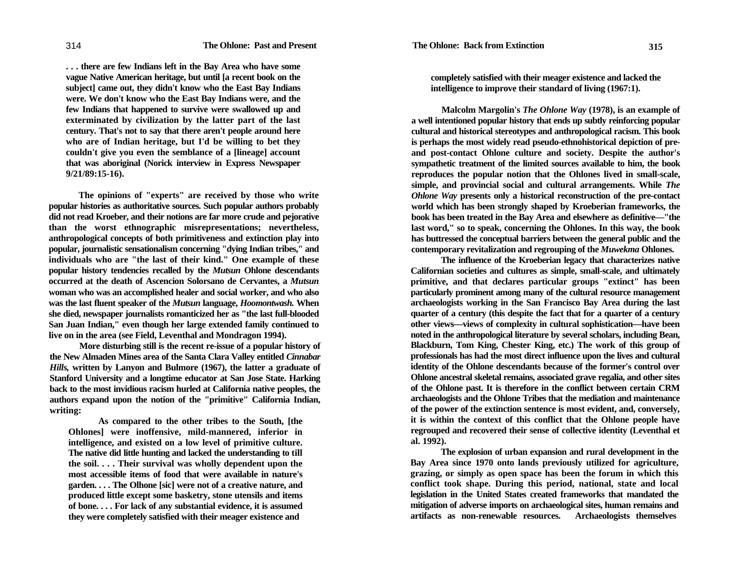> . . . there are few Indians left in the Bay Area who have some vague Native American heritage, but until [a recent book on the subject] came out, they didn't know who the East Bay Indians were. We don't know who the East Bay Indians were, and the few Indians that happened to survive were swallowed up and exterminated by civilization by the latter part of the last century. That's not to say that there aren't people around here who are of Indian heritage, but I'd be willing to bet they couldn't give you even the semblance of a [lineage] account that was aboriginal (Norick interview in Express Newspaper 9/21/89:15-16).

The opinions of "experts" are received by those who write popular histories as authoritative sources. Such popular authors probably did not read Kroeber, and their notions are far more crude and pejorative than the worst ethnographic misrepresentations; nevertheless, anthropological concepts of both primitiveness and extinction play into popular, journalistic sensationalism concerning "dying Indian tribes," and individuals who are "the last of their kind." One example of these popular history tendencies recalled by the *Mutsun* Ohlone descendants occurred at the death of Ascencion Solorsano de Cervantes, a *Mutsun* woman who was an accomplished healer and social worker, and who also was the last fluent speaker of the *Mutsun* language, *Hoomontwash.* When she died, newspaper journalists romanticized her as "the last full-blooded San Juan Indian," even though her large extended family continued to live on in the area (see Field, Leventhal and Mondragon 1994).

More disturbing still is the recent re-issue of a popular history of the New Almaden Mines area of the Santa Clara Valley entitled *Cinnabar Hills,* written by Lanyon and Bulmore (1967), the latter a graduate of Stanford University and a longtime educator at San Jose State. Harking back to the most invidious racism hurled at California native peoples, the authors expand upon the notion of the "primitive" California Indian, writing:

> As compared to the other tribes to the South, [the Ohlones] were inoffensive, mild-mannered, inferior in intelligence, and existed on a low level of primitive culture. The native did little hunting and lacked the understanding to till the soil. . . . Their survival was wholly dependent upon the most accessible items of food that were available in nature's garden. . . . The Olhone [sic] were not of a creative nature, and produced little except some basketry, stone utensils and items of bone. . . . For lack of any substantial evidence, it is assumed they were completely satisfied with their meager existence and lacked the intelligence to improve their standard of living (1967:1).

Malcolm Margolin's *The Ohlone Way* (1978), is an example of a well intentioned popular history that ends up subtly reinforcing popular cultural and historical stereotypes and anthropological racism. This book is perhaps the most widely read pseudo-ethnohistorical depiction of pre- and post-contact Ohlone culture and society. Despite the author's sympathetic treatment of the limited sources available to him, the book reproduces the popular notion that the Ohlones lived in small-scale, simple, and provincial social and cultural arrangements. While *The Ohlone Way* presents only a historical reconstruction of the pre-contact world which has been strongly shaped by Kroeberian frameworks, the book has been treated in the Bay Area and elsewhere as definitive—"the last word," so to speak, concerning the Ohlones. In this way, the book has buttressed the conceptual barriers between the general public and the contemporary revitalization and regrouping of the *Muwekma* Ohlones.

The influence of the Kroeberian legacy that characterizes native Californian societies and cultures as simple, small-scale, and ultimately primitive, and that declares particular groups "extinct" has been particularly prominent among many of the cultural resource management archaeologists working in the San Francisco Bay Area during the last quarter of a century (this despite the fact that for a quarter of a century other views—views of complexity in cultural sophistication—have been noted in the anthropological literature by several scholars, including Bean, Blackburn, Tom King, Chester King, etc.) The work of this group of professionals has had the most direct influence upon the lives and cultural identity of the Ohlone descendants because of the former's control over Ohlone ancestral skeletal remains, associated grave regalia, and other sites of the Ohlone past. It is therefore in the conflict between certain CRM archaeologists and the Ohlone Tribes that the mediation and maintenance of the power of the extinction sentence is most evident, and, conversely, it is within the context of this conflict that the Ohlone people have regrouped and recovered their sense of collective identity (Leventhal et al. 1992).

The explosion of urban expansion and rural development in the Bay Area since 1970 onto lands previously utilized for agriculture, grazing, or simply as open space has been the forum in which this conflict took shape. During this period, national, state and local legislation in the United States created frameworks that mandated the mitigation of adverse imports on archaeological sites, human remains and artifacts as non-renewable resources. Archaeologists themselves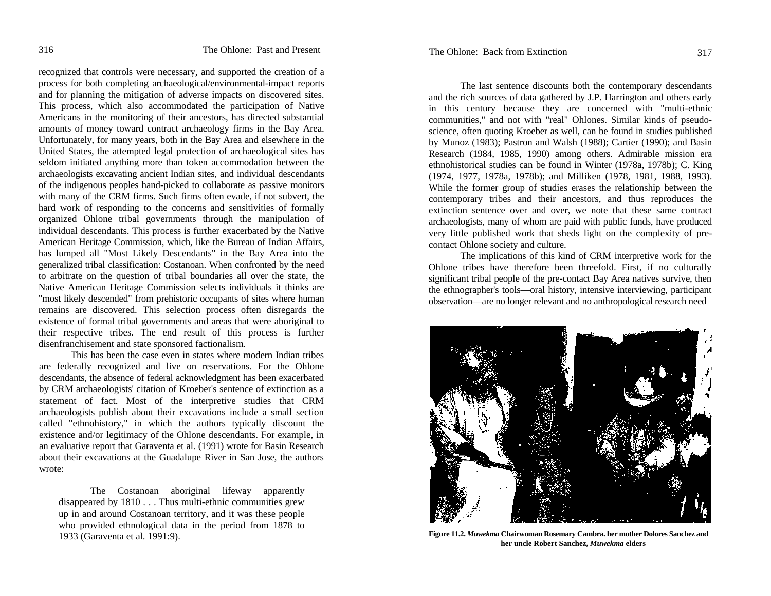recognized that controls were necessary, and supported the creation of a process for both completing archaeological/environmental-impact reports and for planning the mitigation of adverse impacts on discovered sites. This process, which also accommodated the participation of Native Americans in the monitoring of their ancestors, has directed substantial amounts of money toward contract archaeology firms in the Bay Area. Unfortunately, for many years, both in the Bay Area and elsewhere in the United States, the attempted legal protection of archaeological sites has seldom initiated anything more than token accommodation between the archaeologists excavating ancient Indian sites, and individual descendants of the indigenous peoples hand-picked to collaborate as passive monitors with many of the CRM firms. Such firms often evade, if not subvert, the hard work of responding to the concerns and sensitivities of formally organized Ohlone tribal governments through the manipulation of individual descendants. This process is further exacerbated by the Native American Heritage Commission, which, like the Bureau of Indian Affairs, has lumped all "Most Likely Descendants" in the Bay Area into the generalized tribal classification: Costanoan. When confronted by the need to arbitrate on the question of tribal boundaries all over the state, the Native American Heritage Commission selects individuals it thinks are "most likely descended" from prehistoric occupants of sites where human remains are discovered. This selection process often disregards the existence of formal tribal governments and areas that were aboriginal to their respective tribes. The end result of this process is further disenfranchisement and state sponsored factionalism.

This has been the case even in states where modern Indian tribes are federally recognized and live on reservations. For the Ohlone descendants, the absence of federal acknowledgment has been exacerbated by CRM archaeologists' citation of Kroeber's sentence of extinction as a statement of fact. Most of the interpretive studies that CRM archaeologists publish about their excavations include a small section called "ethnohistory," in which the authors typically discount the existence and/or legitimacy of the Ohlone descendants. For example, in an evaluative report that Garaventa et al. (1991) wrote for Basin Research about their excavations at the Guadalupe River in San Jose, the authors wrote:

> The Costanoan aboriginal lifeway apparently disappeared by 1810 . . . Thus multi-ethnic communities grew up in and around Costanoan territory, and it was these people who provided ethnological data in the period from 1878 to 1933 (Garaventa et al. 1991:9).

The last sentence discounts both the contemporary descendants and the rich sources of data gathered by J.P. Harrington and others early in this century because they are concerned with "multi-ethnic communities," and not with "real" Ohlones. Similar kinds of pseudo-science, often quoting Kroeber as well, can be found in studies published by Munoz (1983); Pastron and Walsh (1988); Cartier (1990); and Basin Research (1984, 1985, 1990) among others. Admirable mission era ethnohistorical studies can be found in Winter (1978a, 1978b); C. King (1974, 1977, 1978a, 1978b); and Milliken (1978, 1981, 1988, 1993). While the former group of studies erases the relationship between the contemporary tribes and their ancestors, and thus reproduces the extinction sentence over and over, we note that these same contract archaeologists, many of whom are paid with public funds, have produced very little published work that sheds light on the complexity of pre-contact Ohlone society and culture.

The implications of this kind of CRM interpretive work for the Ohlone tribes have therefore been threefold. First, if no culturally significant tribal people of the pre-contact Bay Area natives survive, then the ethnographer's tools—oral history, intensive interviewing, participant observation—are no longer relevant and no anthropological research need

**Figure 11.2.** ***Muwekma*** **Chairwoman Rosemary Cambra. her mother Dolores Sanchez and her uncle Robert Sanchez,** ***Muwekma*** **elders**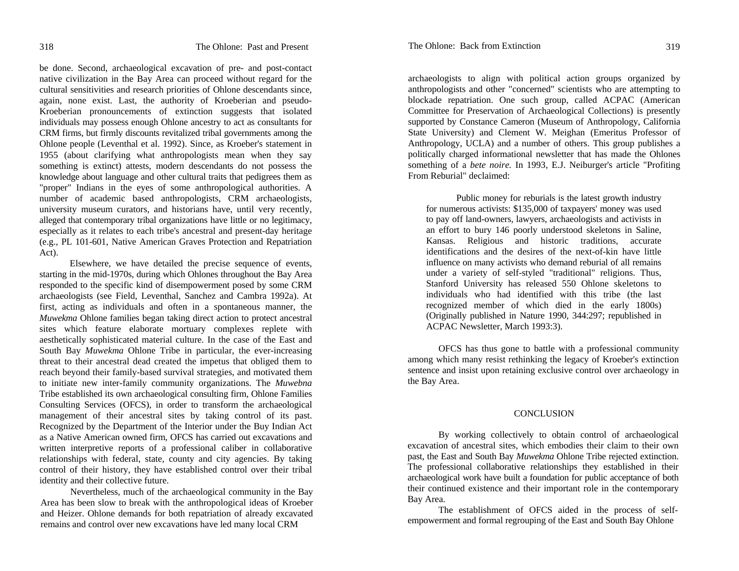be done. Second, archaeological excavation of pre- and post-contact native civilization in the Bay Area can proceed without regard for the cultural sensitivities and research priorities of Ohlone descendants since, again, none exist. Last, the authority of Kroeberian and pseudo-Kroeberian pronouncements of extinction suggests that isolated individuals may possess enough Ohlone ancestry to act as consultants for CRM firms, but firmly discounts revitalized tribal governments among the Ohlone people (Leventhal et al. 1992). Since, as Kroeber's statement in 1955 (about clarifying what anthropologists mean when they say something is extinct) attests, modern descendants do not possess the knowledge about language and other cultural traits that pedigrees them as "proper" Indians in the eyes of some anthropological authorities. A number of academic based anthropologists, CRM archaeologists, university museum curators, and historians have, until very recently, alleged that contemporary tribal organizations have little or no legitimacy, especially as it relates to each tribe's ancestral and present-day heritage (e.g., PL 101-601, Native American Graves Protection and Repatriation Act).

Elsewhere, we have detailed the precise sequence of events, starting in the mid-1970s, during which Ohlones throughout the Bay Area responded to the specific kind of disempowerment posed by some CRM archaeologists (see Field, Leventhal, Sanchez and Cambra 1992a). At first, acting as individuals and often in a spontaneous manner, the *Muwekma* Ohlone families began taking direct action to protect ancestral sites which feature elaborate mortuary complexes replete with aesthetically sophisticated material culture. In the case of the East and South Bay *Muwekma* Ohlone Tribe in particular, the ever-increasing threat to their ancestral dead created the impetus that obliged them to reach beyond their family-based survival strategies, and motivated them to initiate new inter-family community organizations. The *Muwebna* Tribe established its own archaeological consulting firm, Ohlone Families Consulting Services (OFCS), in order to transform the archaeological management of their ancestral sites by taking control of its past. Recognized by the Department of the Interior under the Buy Indian Act as a Native American owned firm, OFCS has carried out excavations and written interpretive reports of a professional caliber in collaborative relationships with federal, state, county and city agencies. By taking control of their history, they have established control over their tribal identity and their collective future.

Nevertheless, much of the archaeological community in the Bay Area has been slow to break with the anthropological ideas of Kroeber and Heizer. Ohlone demands for both repatriation of already excavated remains and control over new excavations have led many local CRM archaeologists to align with political action groups organized by anthropologists and other "concerned" scientists who are attempting to blockade repatriation. One such group, called ACPAC (American Committee for Preservation of Archaeological Collections) is presently supported by Constance Cameron (Museum of Anthropology, California State University) and Clement W. Meighan (Emeritus Professor of Anthropology, UCLA) and a number of others. This group publishes a politically charged informational newsletter that has made the Ohlones something of a *bete noire.* In 1993, E.J. Neiburger's article "Profiting From Reburial" declaimed:

> Public money for reburials is the latest growth industry for numerous activists: $135,000 of taxpayers' money was used to pay off land-owners, lawyers, archaeologists and activists in an effort to bury 146 poorly understood skeletons in Saline, Kansas. Religious and historic traditions, accurate identifications and the desires of the next-of-kin have little influence on many activists who demand reburial of all remains under a variety of self-styled "traditional" religions. Thus, Stanford University has released 550 Ohlone skeletons to individuals who had identified with this tribe (the last recognized member of which died in the early 1800s) (Originally published in Nature 1990, 344:297; republished in ACPAC Newsletter, March 1993:3).

OFCS has thus gone to battle with a professional community among which many resist rethinking the legacy of Kroeber's extinction sentence and insist upon retaining exclusive control over archaeology in the Bay Area.

## CONCLUSION

By working collectively to obtain control of archaeological excavation of ancestral sites, which embodies their claim to their own past, the East and South Bay *Muwekma* Ohlone Tribe rejected extinction. The professional collaborative relationships they established in their archaeological work have built a foundation for public acceptance of both their continued existence and their important role in the contemporary Bay Area.

The establishment of OFCS aided in the process of self-empowerment and formal regrouping of the East and South Bay Ohlone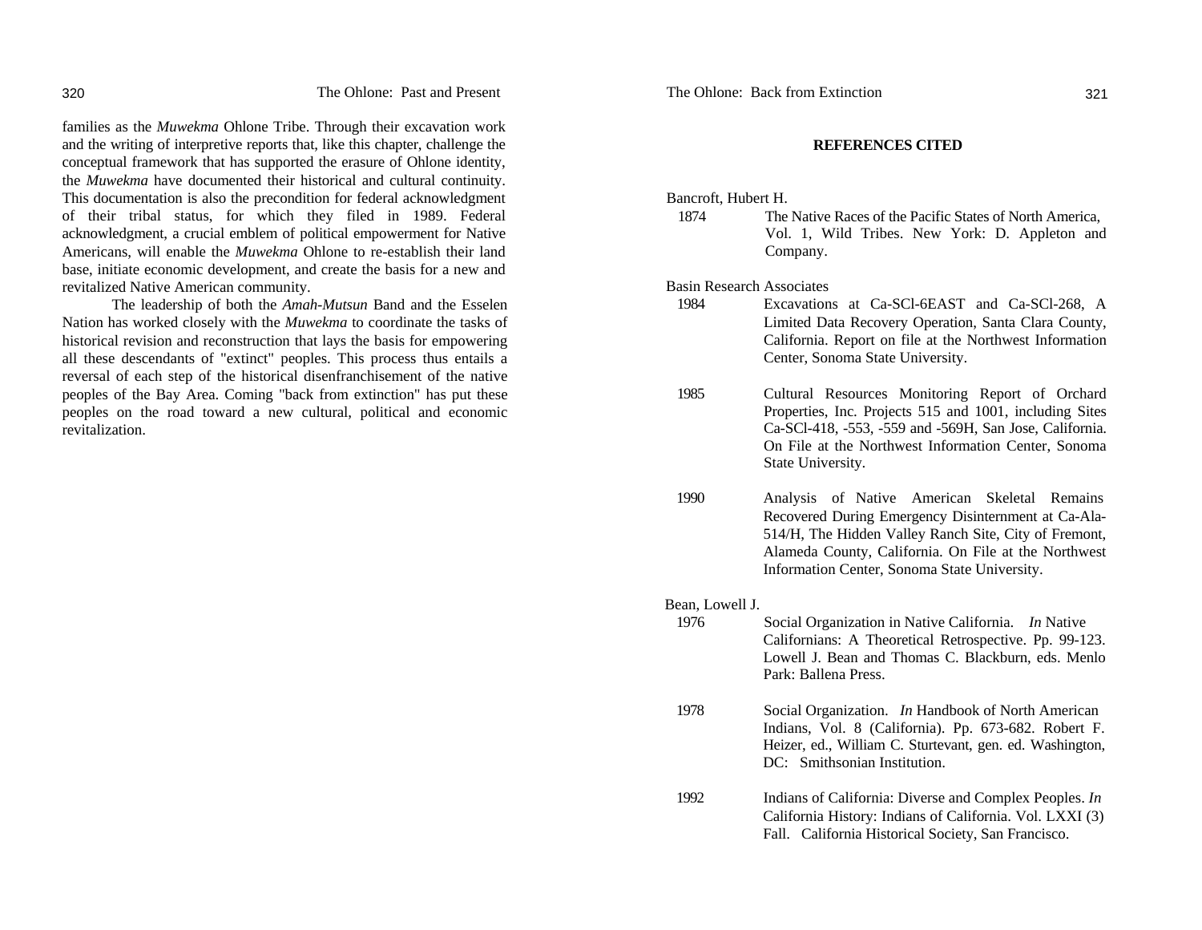families as the *Muwekma* Ohlone Tribe. Through their excavation work and the writing of interpretive reports that, like this chapter, challenge the conceptual framework that has supported the erasure of Ohlone identity, the *Muwekma* have documented their historical and cultural continuity. This documentation is also the precondition for federal acknowledgment of their tribal status, for which they filed in 1989. Federal acknowledgment, a crucial emblem of political empowerment for Native Americans, will enable the *Muwekma* Ohlone to re-establish their land base, initiate economic development, and create the basis for a new and revitalized Native American community.

The leadership of both the *Amah-Mutsun* Band and the Esselen Nation has worked closely with the *Muwekma* to coordinate the tasks of historical revision and reconstruction that lays the basis for empowering all these descendants of "extinct" peoples. This process thus entails a reversal of each step of the historical disenfranchisement of the native peoples of the Bay Area. Coming "back from extinction" has put these peoples on the road toward a new cultural, political and economic revitalization.

## REFERENCES CITED

Bancroft, Hubert H.

1874 The Native Races of the Pacific States of North America, Vol. 1, Wild Tribes. New York: D. Appleton and Company.

Basin Research Associates

1984 Excavations at Ca-SCl-6EAST and Ca-SCl-268, A Limited Data Recovery Operation, Santa Clara County, California. Report on file at the Northwest Information Center, Sonoma State University.

1985 Cultural Resources Monitoring Report of Orchard Properties, Inc. Projects 515 and 1001, including Sites Ca-SCl-418, -553, -559 and -569H, San Jose, California. On File at the Northwest Information Center, Sonoma State University.

1990 Analysis of Native American Skeletal Remains Recovered During Emergency Disinternment at Ca-Ala-514/H, The Hidden Valley Ranch Site, City of Fremont, Alameda County, California. On File at the Northwest Information Center, Sonoma State University.

Bean, Lowell J.

1976 Social Organization in Native California. *In* Native Californians: A Theoretical Retrospective. Pp. 99-123. Lowell J. Bean and Thomas C. Blackburn, eds. Menlo Park: Ballena Press.

1978 Social Organization. *In* Handbook of North American Indians, Vol. 8 (California). Pp. 673-682. Robert F. Heizer, ed., William C. Sturtevant, gen. ed. Washington, DC: Smithsonian Institution.

1992 Indians of California: Diverse and Complex Peoples. *In* California History: Indians of California. Vol. LXXI (3) Fall. California Historical Society, San Francisco.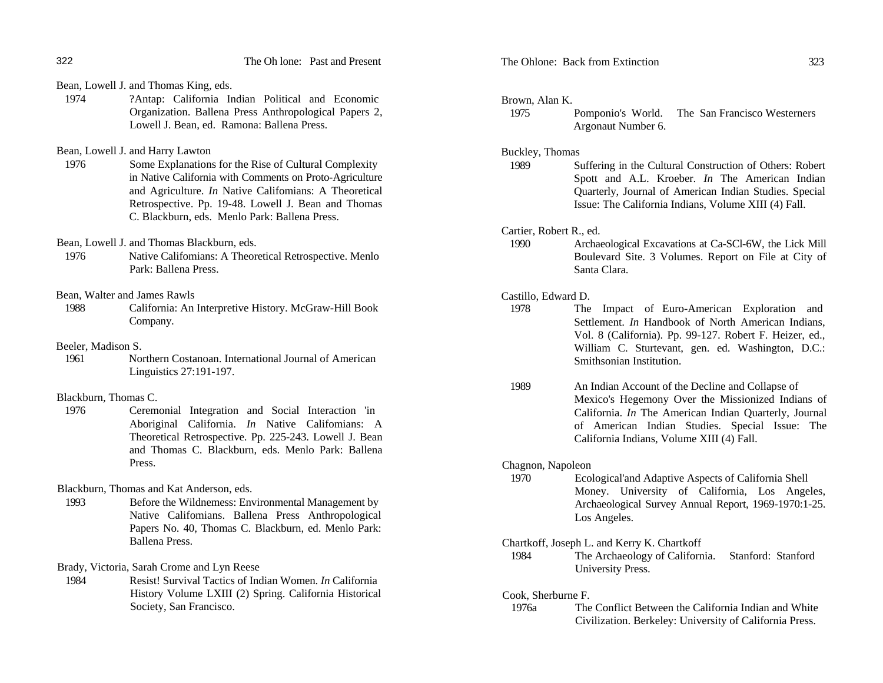Bean, Lowell J. and Thomas King, eds.

1974 ?Antap: California Indian Political and Economic Organization. Ballena Press Anthropological Papers 2, Lowell J. Bean, ed. Ramona: Ballena Press.

Bean, Lowell J. and Harry Lawton

1976 Some Explanations for the Rise of Cultural Complexity in Native California with Comments on Proto-Agriculture and Agriculture. *In* Native Califomians: A Theoretical Retrospective. Pp. 19-48. Lowell J. Bean and Thomas C. Blackburn, eds. Menlo Park: Ballena Press.

Bean, Lowell J. and Thomas Blackburn, eds.

1976 Native Califomians: A Theoretical Retrospective. Menlo Park: Ballena Press.

Bean, Walter and James Rawls

1988 California: An Interpretive History. McGraw-Hill Book Company.

Beeler, Madison S.

1961 Northern Costanoan. International Journal of American Linguistics 27:191-197.

Blackburn, Thomas C.

1976 Ceremonial Integration and Social Interaction 'in Aboriginal California. *In* Native Califomians: A Theoretical Retrospective. Pp. 225-243. Lowell J. Bean and Thomas C. Blackburn, eds. Menlo Park: Ballena Press.

Blackburn, Thomas and Kat Anderson, eds.

1993 Before the Wildnemess: Environmental Management by Native Califomians. Ballena Press Anthropological Papers No. 40, Thomas C. Blackburn, ed. Menlo Park: Ballena Press.

Brady, Victoria, Sarah Crome and Lyn Reese

1984 Resist! Survival Tactics of Indian Women. *In* California History Volume LXIII (2) Spring. California Historical Society, San Francisco.

Brown, Alan K.

1975 Pomponio's World. The San Francisco Westerners Argonaut Number 6.

Buckley, Thomas

1989 Suffering in the Cultural Construction of Others: Robert Spott and A.L. Kroeber. *In* The American Indian Quarterly, Journal of American Indian Studies. Special Issue: The California Indians, Volume XIII (4) Fall.

Cartier, Robert R., ed.

1990 Archaeological Excavations at Ca-SCl-6W, the Lick Mill Boulevard Site. 3 Volumes. Report on File at City of Santa Clara.

Castillo, Edward D.

1978 The Impact of Euro-American Exploration and Settlement. *In* Handbook of North American Indians, Vol. 8 (California). Pp. 99-127. Robert F. Heizer, ed., William C. Sturtevant, gen. ed. Washington, D.C.: Smithsonian Institution.

1989 An Indian Account of the Decline and Collapse of Mexico's Hegemony Over the Missionized Indians of California. *In* The American Indian Quarterly, Journal of American Indian Studies. Special Issue: The California Indians, Volume XIII (4) Fall.

Chagnon, Napoleon

1970 Ecological'and Adaptive Aspects of California Shell Money. University of California, Los Angeles, Archaeological Survey Annual Report, 1969-1970:1-25. Los Angeles.

Chartkoff, Joseph L. and Kerry K. Chartkoff

1984 The Archaeology of California. Stanford: Stanford University Press.

Cook, Sherburne F.

1976a The Conflict Between the California Indian and White Civilization. Berkeley: University of California Press.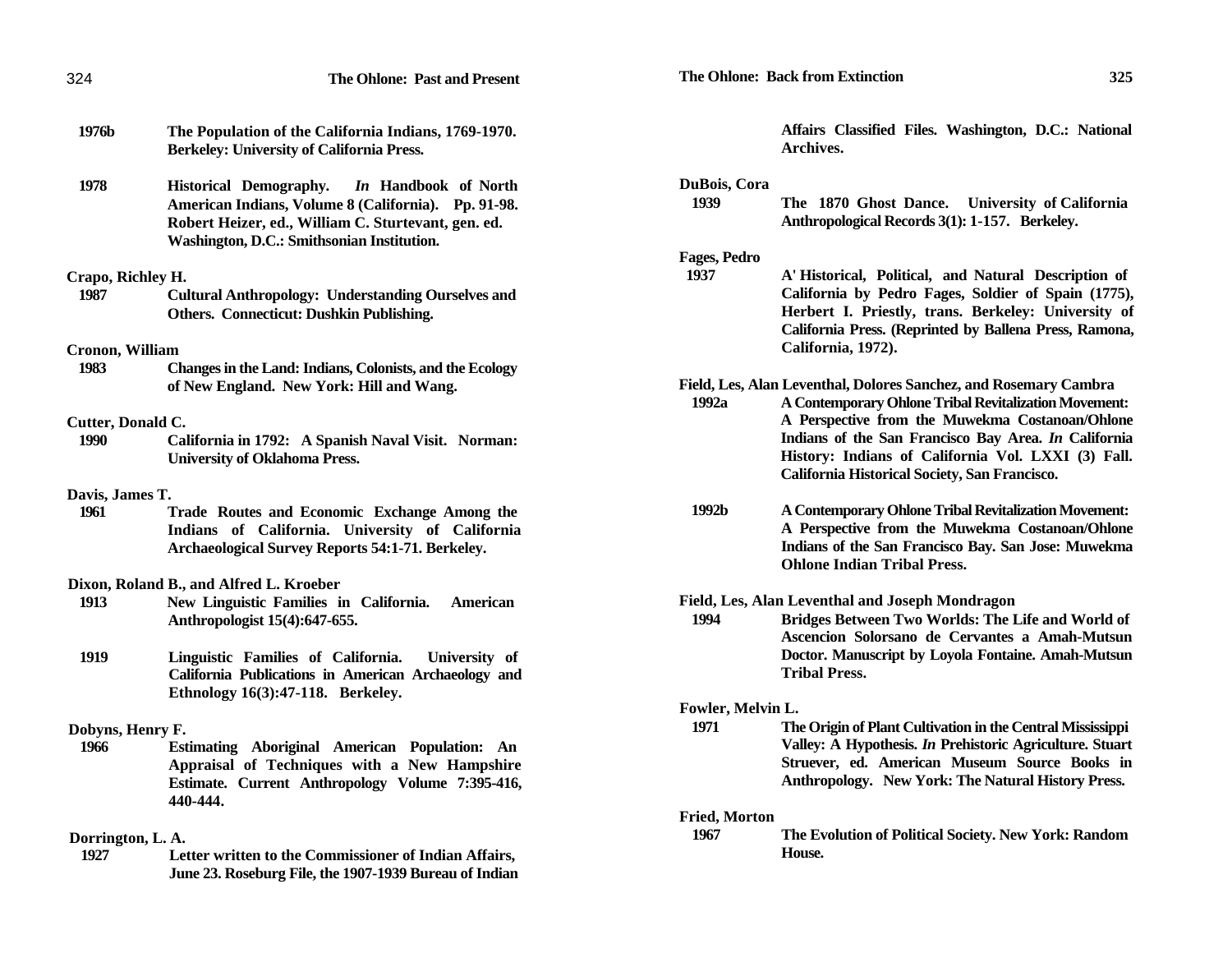**1976b** **The Population of the California Indians, 1769-1970. Berkeley: University of California Press.**

**1978** **Historical Demography. *In* Handbook of North American Indians, Volume 8 (California). Pp. 91-98. Robert Heizer, ed., William C. Sturtevant, gen. ed. Washington, D.C.: Smithsonian Institution.**

**Crapo, Richley H.**

**1987** **Cultural Anthropology: Understanding Ourselves and Others. Connecticut: Dushkin Publishing.**

**Cronon, William**

**1983** **Changes in the Land: Indians, Colonists, and the Ecology of New England. New York: Hill and Wang.**

**Cutter, Donald C.**

**1990** **California in 1792: A Spanish Naval Visit. Norman: University of Oklahoma Press.**

**Davis, James T.**

**1961** **Trade Routes and Economic Exchange Among the Indians of California. University of California Archaeological Survey Reports 54:1-71. Berkeley.**

**Dixon, Roland B., and Alfred L. Kroeber**

**1913** **New Linguistic Families in California. American Anthropologist 15(4):647-655.**

**1919** **Linguistic Families of California. University of California Publications in American Archaeology and Ethnology 16(3):47-118. Berkeley.**

**Dobyns, Henry F.**

**1966** **Estimating Aboriginal American Population: An Appraisal of Techniques with a New Hampshire Estimate. Current Anthropology Volume 7:395-416, 440-444.**

**Dorrington, L. A.**

**1927** **Letter written to the Commissioner of Indian Affairs, June 23. Roseburg File, the 1907-1939 Bureau of Indian Affairs Classified Files. Washington, D.C.: National Archives.**

**DuBois, Cora**

**1939** **The 1870 Ghost Dance. University of California Anthropological Records 3(1): 1-157. Berkeley.**

**Fages, Pedro**

**1937** **A' Historical, Political, and Natural Description of California by Pedro Fages, Soldier of Spain (1775), Herbert I. Priestly, trans. Berkeley: University of California Press. (Reprinted by Ballena Press, Ramona, California, 1972).**

**Field, Les, Alan Leventhal, Dolores Sanchez, and Rosemary Cambra**

**1992a** **A Contemporary Ohlone Tribal Revitalization Movement: A Perspective from the Muwekma Costanoan/Ohlone Indians of the San Francisco Bay Area. *In* California History: Indians of California Vol. LXXI (3) Fall. California Historical Society, San Francisco.**

**1992b** **A Contemporary Ohlone Tribal Revitalization Movement: A Perspective from the Muwekma Costanoan/Ohlone Indians of the San Francisco Bay. San Jose: Muwekma Ohlone Indian Tribal Press.**

**Field, Les, Alan Leventhal and Joseph Mondragon**

**1994** **Bridges Between Two Worlds: The Life and World of Ascencion Solorsano de Cervantes a Amah-Mutsun Doctor. Manuscript by Loyola Fontaine. Amah-Mutsun Tribal Press.**

**Fowler, Melvin L.**

**1971** **The Origin of Plant Cultivation in the Central Mississippi Valley: A Hypothesis. *In* Prehistoric Agriculture. Stuart Struever, ed. American Museum Source Books in Anthropology. New York: The Natural History Press.**

**Fried, Morton**

**1967** **The Evolution of Political Society. New York: Random House.**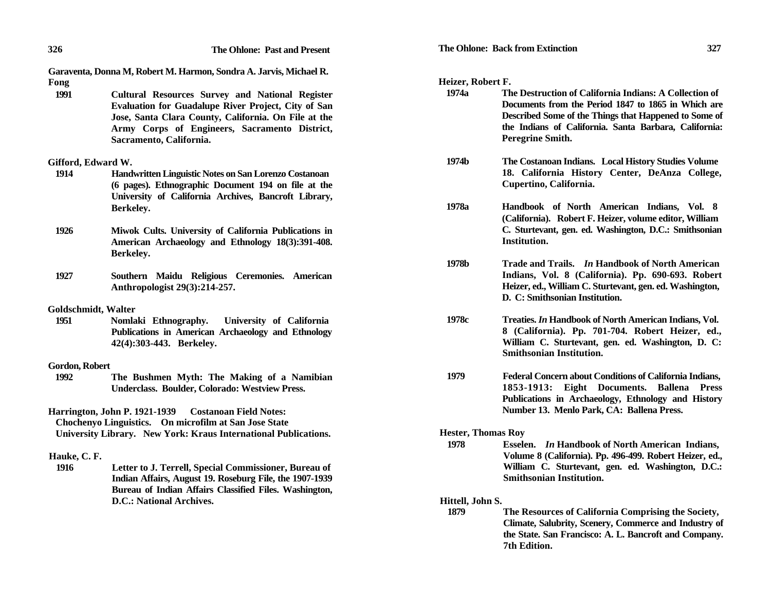**Garaventa, Donna M, Robert M. Harmon, Sondra A. Jarvis, Michael R. Fong**

1991 — Cultural Resources Survey and National Register Evaluation for Guadalupe River Project, City of San Jose, Santa Clara County, California. On File at the Army Corps of Engineers, Sacramento District, Sacramento, California.

**Gifford, Edward W.**

1914 — Handwritten Linguistic Notes on San Lorenzo Costanoan (6 pages). Ethnographic Document 194 on file at the University of California Archives, Bancroft Library, Berkeley.

1926 — Miwok Cults. University of California Publications in American Archaeology and Ethnology 18(3):391-408. Berkeley.

1927 — Southern Maidu Religious Ceremonies. American Anthropologist 29(3):214-257.

**Goldschmidt, Walter**

1951 — Nomlaki Ethnography. University of California Publications in American Archaeology and Ethnology 42(4):303-443. Berkeley.

**Gordon, Robert**

1992 — The Bushmen Myth: The Making of a Namibian Underclass. Boulder, Colorado: Westview Press.

**Harrington, John P.** 1921-1939 Costanoan Field Notes: Chochenyo Linguistics. On microfilm at San Jose State University Library. New York: Kraus International Publications.

**Hauke, C. F.**

1916 — Letter to J. Terrell, Special Commissioner, Bureau of Indian Affairs, August 19. Roseburg File, the 1907-1939 Bureau of Indian Affairs Classified Files. Washington, D.C.: National Archives.

**Heizer, Robert F.**

1974a — The Destruction of California Indians: A Collection of Documents from the Period 1847 to 1865 in Which are Described Some of the Things that Happened to Some of the Indians of California. Santa Barbara, California: Peregrine Smith.

1974b — The Costanoan Indians. Local History Studies Volume 18. California History Center, DeAnza College, Cupertino, California.

1978a — Handbook of North American Indians, Vol. 8 (California). Robert F. Heizer, volume editor, William C. Sturtevant, gen. ed. Washington, D.C.: Smithsonian Institution.

1978b — Trade and Trails. *In* Handbook of North American Indians, Vol. 8 (California). Pp. 690-693. Robert Heizer, ed., William C. Sturtevant, gen. ed. Washington, D. C: Smithsonian Institution.

1978c — Treaties. *In* Handbook of North American Indians, Vol. 8 (California). Pp. 701-704. Robert Heizer, ed., William C. Sturtevant, gen. ed. Washington, D. C: Smithsonian Institution.

1979 — Federal Concern about Conditions of California Indians, 1853-1913: Eight Documents. Ballena Press Publications in Archaeology, Ethnology and History Number 13. Menlo Park, CA: Ballena Press.

**Hester, Thomas Roy**

1978 — Esselen. *In* Handbook of North American Indians, Volume 8 (California). Pp. 496-499. Robert Heizer, ed., William C. Sturtevant, gen. ed. Washington, D.C.: Smithsonian Institution.

**Hittell, John S.**

1879 — The Resources of California Comprising the Society, Climate, Salubrity, Scenery, Commerce and Industry of the State. San Francisco: A. L. Bancroft and Company. 7th Edition.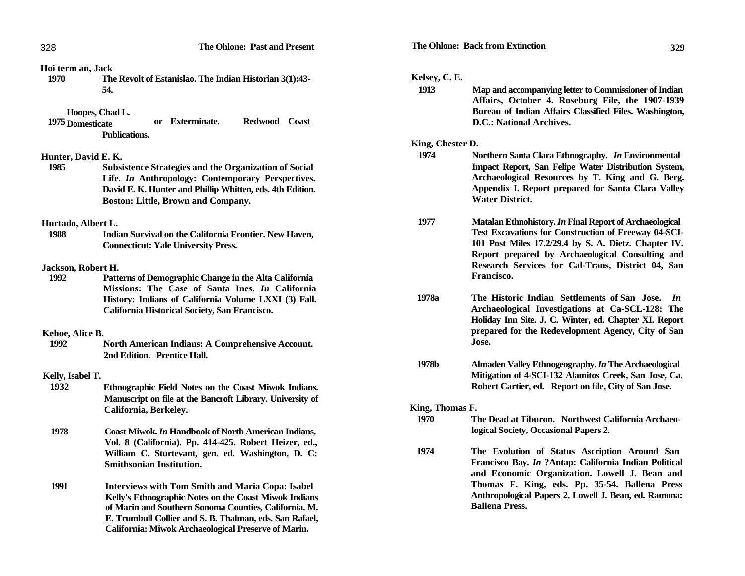**Hoi term an, Jack**

**1970** The Revolt of Estanislao. The Indian Historian 3(1):43-54.

**Hoopes, Chad L.**

**1975** Domesticate or Exterminate. Redwood Coast Publications.

**Hunter, David E. K.**

**1985** Subsistence Strategies and the Organization of Social Life. *In* Anthropology: Contemporary Perspectives. David E. K. Hunter and Phillip Whitten, eds. 4th Edition. Boston: Little, Brown and Company.

**Hurtado, Albert L.**

**1988** Indian Survival on the California Frontier. New Haven, Connecticut: Yale University Press.

**Jackson, Robert H.**

**1992** Patterns of Demographic Change in the Alta California Missions: The Case of Santa Ines. *In* California History: Indians of California Volume LXXI (3) Fall. California Historical Society, San Francisco.

**Kehoe, Alice B.**

**1992** North American Indians: A Comprehensive Account. 2nd Edition. Prentice Hall.

**Kelly, Isabel T.**

**1932** Ethnographic Field Notes on the Coast Miwok Indians. Manuscript on file at the Bancroft Library. University of California, Berkeley.

**1978** Coast Miwok. *In* Handbook of North American Indians, Vol. 8 (California). Pp. 414-425. Robert Heizer, ed., William C. Sturtevant, gen. ed. Washington, D. C: Smithsonian Institution.

**1991** Interviews with Tom Smith and Maria Copa: Isabel Kelly's Ethnographic Notes on the Coast Miwok Indians of Marin and Southern Sonoma Counties, California. M. E. Trumbull Collier and S. B. Thalman, eds. San Rafael, California: Miwok Archaeological Preserve of Marin.

**Kelsey, C. E.**

**1913** Map and accompanying letter to Commissioner of Indian Affairs, October 4. Roseburg File, the 1907-1939 Bureau of Indian Affairs Classified Files. Washington, D.C.: National Archives.

**King, Chester D.**

**1974** Northern Santa Clara Ethnography. *In* Environmental Impact Report, San Felipe Water Distribution System, Archaeological Resources by T. King and G. Berg. Appendix I. Report prepared for Santa Clara Valley Water District.

**1977** Matalan Ethnohistory. *In* Final Report of Archaeological Test Excavations for Construction of Freeway 04-SCI-101 Post Miles 17.2/29.4 by S. A. Dietz. Chapter IV. Report prepared by Archaeological Consulting and Research Services for Cal-Trans, District 04, San Francisco.

**1978a** The Historic Indian Settlements of San Jose. *In* Archaeological Investigations at Ca-SCL-128: The Holiday Inn Site. J. C. Winter, ed. Chapter XI. Report prepared for the Redevelopment Agency, City of San Jose.

**1978b** Almaden Valley Ethnogeography. *In* The Archaeological Mitigation of 4-SCI-132 Alamitos Creek, San Jose, Ca. Robert Cartier, ed. Report on file, City of San Jose.

**King, Thomas F.**

**1970** The Dead at Tiburon. Northwest California Archaeological Society, Occasional Papers 2.

**1974** The Evolution of Status Ascription Around San Francisco Bay. *In* ?Antap: California Indian Political and Economic Organization. Lowell J. Bean and Thomas F. King, eds. Pp. 35-54. Ballena Press Anthropological Papers 2, Lowell J. Bean, ed. Ramona: Ballena Press.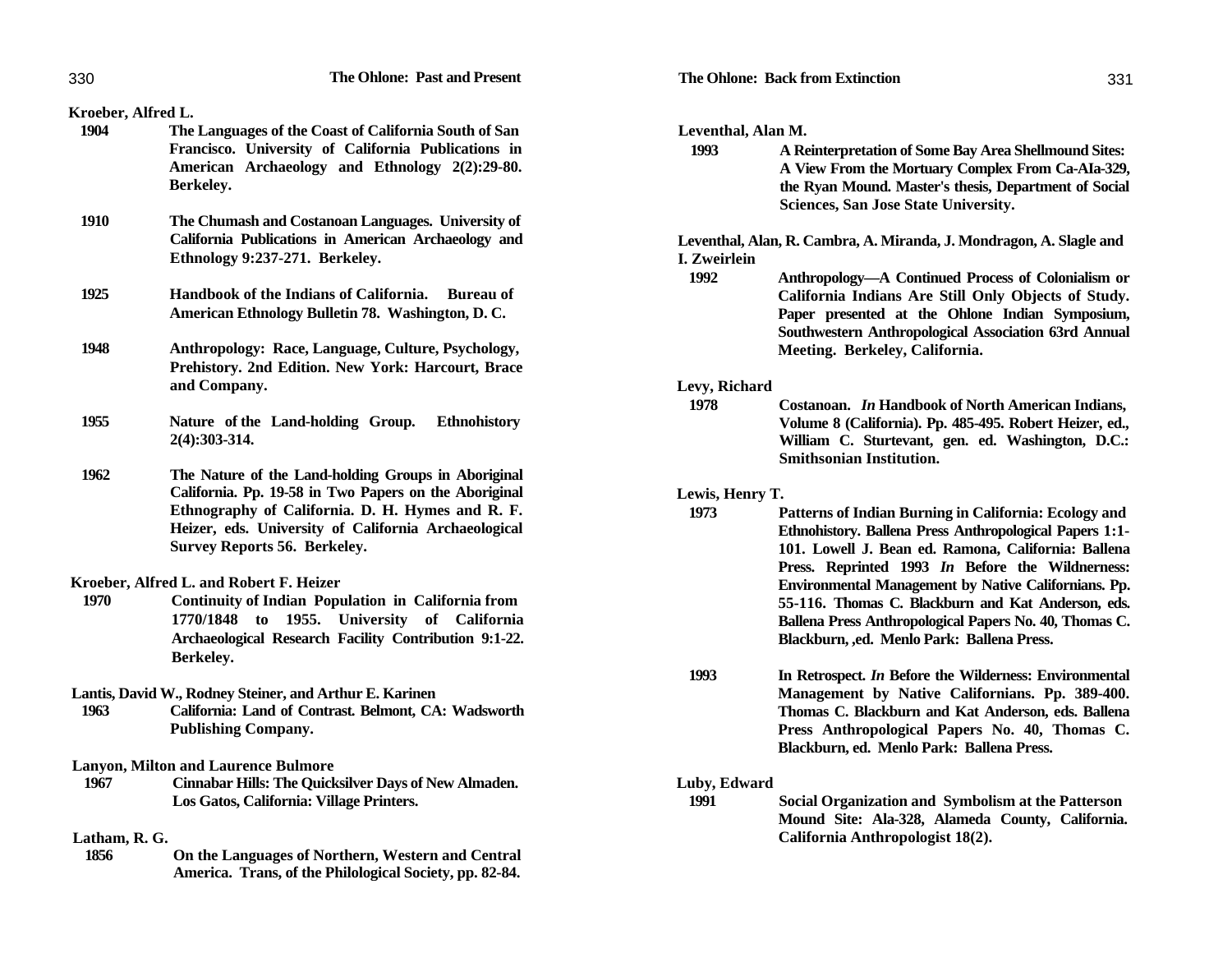**Kroeber, Alfred L.**

**1904** The Languages of the Coast of California South of San Francisco. University of California Publications in American Archaeology and Ethnology 2(2):29-80. Berkeley.

**1910** The Chumash and Costanoan Languages. University of California Publications in American Archaeology and Ethnology 9:237-271. Berkeley.

**1925** Handbook of the Indians of California. Bureau of American Ethnology Bulletin 78. Washington, D. C.

**1948** Anthropology: Race, Language, Culture, Psychology, Prehistory. 2nd Edition. New York: Harcourt, Brace and Company.

**1955** Nature of the Land-holding Group. Ethnohistory 2(4):303-314.

**1962** The Nature of the Land-holding Groups in Aboriginal California. Pp. 19-58 in Two Papers on the Aboriginal Ethnography of California. D. H. Hymes and R. F. Heizer, eds. University of California Archaeological Survey Reports 56. Berkeley.

**Kroeber, Alfred L. and Robert F. Heizer**

**1970** Continuity of Indian Population in California from 1770/1848 to 1955. University of California Archaeological Research Facility Contribution 9:1-22. Berkeley.

**Lantis, David W., Rodney Steiner, and Arthur E. Karinen**

**1963** California: Land of Contrast. Belmont, CA: Wadsworth Publishing Company.

**Lanyon, Milton and Laurence Bulmore**

**1967** Cinnabar Hills: The Quicksilver Days of New Almaden. Los Gatos, California: Village Printers.

**Latham, R. G.**

**1856** On the Languages of Northern, Western and Central America. Trans, of the Philological Society, pp. 82-84.

**Leventhal, Alan M.**

**1993** A Reinterpretation of Some Bay Area Shellmound Sites: A View From the Mortuary Complex From Ca-AIa-329, the Ryan Mound. Master's thesis, Department of Social Sciences, San Jose State University.

**Leventhal, Alan, R. Cambra, A. Miranda, J. Mondragon, A. Slagle and I. Zweirlein**

**1992** Anthropology—A Continued Process of Colonialism or California Indians Are Still Only Objects of Study. Paper presented at the Ohlone Indian Symposium, Southwestern Anthropological Association 63rd Annual Meeting. Berkeley, California.

**Levy, Richard**

**1978** Costanoan. *In* Handbook of North American Indians, Volume 8 (California). Pp. 485-495. Robert Heizer, ed., William C. Sturtevant, gen. ed. Washington, D.C.: Smithsonian Institution.

**Lewis, Henry T.**

**1973** Patterns of Indian Burning in California: Ecology and Ethnohistory. Ballena Press Anthropological Papers 1:1-101. Lowell J. Bean ed. Ramona, California: Ballena Press. Reprinted 1993 *In* Before the Wildnerness: Environmental Management by Native Californians. Pp. 55-116. Thomas C. Blackburn and Kat Anderson, eds. Ballena Press Anthropological Papers No. 40, Thomas C. Blackburn, ,ed. Menlo Park: Ballena Press.

**1993** In Retrospect. *In* Before the Wilderness: Environmental Management by Native Californians. Pp. 389-400. Thomas C. Blackburn and Kat Anderson, eds. Ballena Press Anthropological Papers No. 40, Thomas C. Blackburn, ed. Menlo Park: Ballena Press.

**Luby, Edward**

**1991** Social Organization and Symbolism at the Patterson Mound Site: Ala-328, Alameda County, California. California Anthropologist 18(2).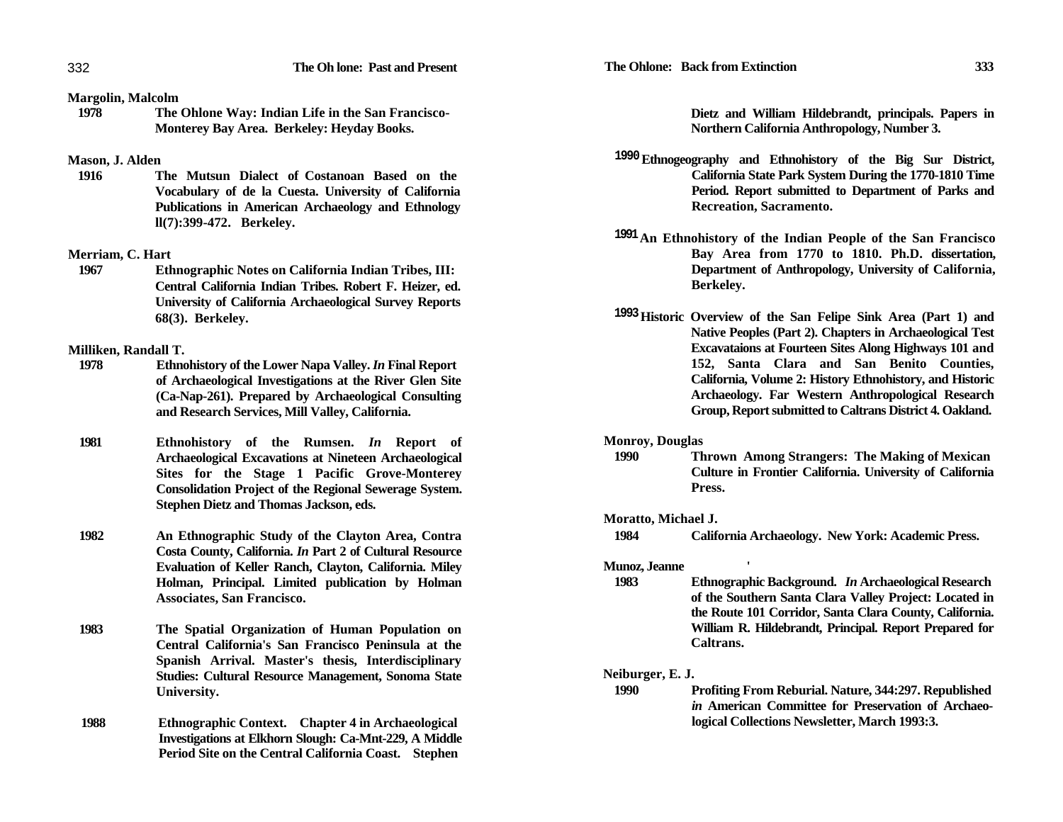**Margolin, Malcolm**

1978 The Ohlone Way: Indian Life in the San Francisco-Monterey Bay Area. Berkeley: Heyday Books.

**Mason, J. Alden**

1916 The Mutsun Dialect of Costanoan Based on the Vocabulary of de la Cuesta. University of California Publications in American Archaeology and Ethnology ll(7):399-472. Berkeley.

**Merriam, C. Hart**

1967 Ethnographic Notes on California Indian Tribes, III: Central California Indian Tribes. Robert F. Heizer, ed. University of California Archaeological Survey Reports 68(3). Berkeley.

**Milliken, Randall T.**

1978 Ethnohistory of the Lower Napa Valley. *In* Final Report of Archaeological Investigations at the River Glen Site (Ca-Nap-261). Prepared by Archaeological Consulting and Research Services, Mill Valley, California.

1981 Ethnohistory of the Rumsen. *In* Report of Archaeological Excavations at Nineteen Archaeological Sites for the Stage 1 Pacific Grove-Monterey Consolidation Project of the Regional Sewerage System. Stephen Dietz and Thomas Jackson, eds.

1982 An Ethnographic Study of the Clayton Area, Contra Costa County, California. *In* Part 2 of Cultural Resource Evaluation of Keller Ranch, Clayton, California. Miley Holman, Principal. Limited publication by Holman Associates, San Francisco.

1983 The Spatial Organization of Human Population on Central California's San Francisco Peninsula at the Spanish Arrival. Master's thesis, Interdisciplinary Studies: Cultural Resource Management, Sonoma State University.

1988 Ethnographic Context. Chapter 4 in Archaeological Investigations at Elkhorn Slough: Ca-Mnt-229, A Middle Period Site on the Central California Coast. Stephen Dietz and William Hildebrandt, principals. Papers in Northern California Anthropology, Number 3.

1990 Ethnogeography and Ethnohistory of the Big Sur District, California State Park System During the 1770-1810 Time Period. Report submitted to Department of Parks and Recreation, Sacramento.

1991 An Ethnohistory of the Indian People of the San Francisco Bay Area from 1770 to 1810. Ph.D. dissertation, Department of Anthropology, University of California, Berkeley.

1993 Historic Overview of the San Felipe Sink Area (Part 1) and Native Peoples (Part 2). Chapters in Archaeological Test Excavataions at Fourteen Sites Along Highways 101 and 152, Santa Clara and San Benito Counties, California, Volume 2: History Ethnohistory, and Historic Archaeology. Far Western Anthropological Research Group, Report submitted to Caltrans District 4. Oakland.

**Monroy, Douglas**

1990 Thrown Among Strangers: The Making of Mexican Culture in Frontier California. University of California Press.

**Moratto, Michael J.**

1984 California Archaeology. New York: Academic Press.

**Munoz, Jeanne**

1983 Ethnographic Background. *In* Archaeological Research of the Southern Santa Clara Valley Project: Located in the Route 101 Corridor, Santa Clara County, California. William R. Hildebrandt, Principal. Report Prepared for Caltrans.

**Neiburger, E. J.**

1990 Profiting From Reburial. Nature, 344:297. Republished *in* American Committee for Preservation of Archaeological Collections Newsletter, March 1993:3.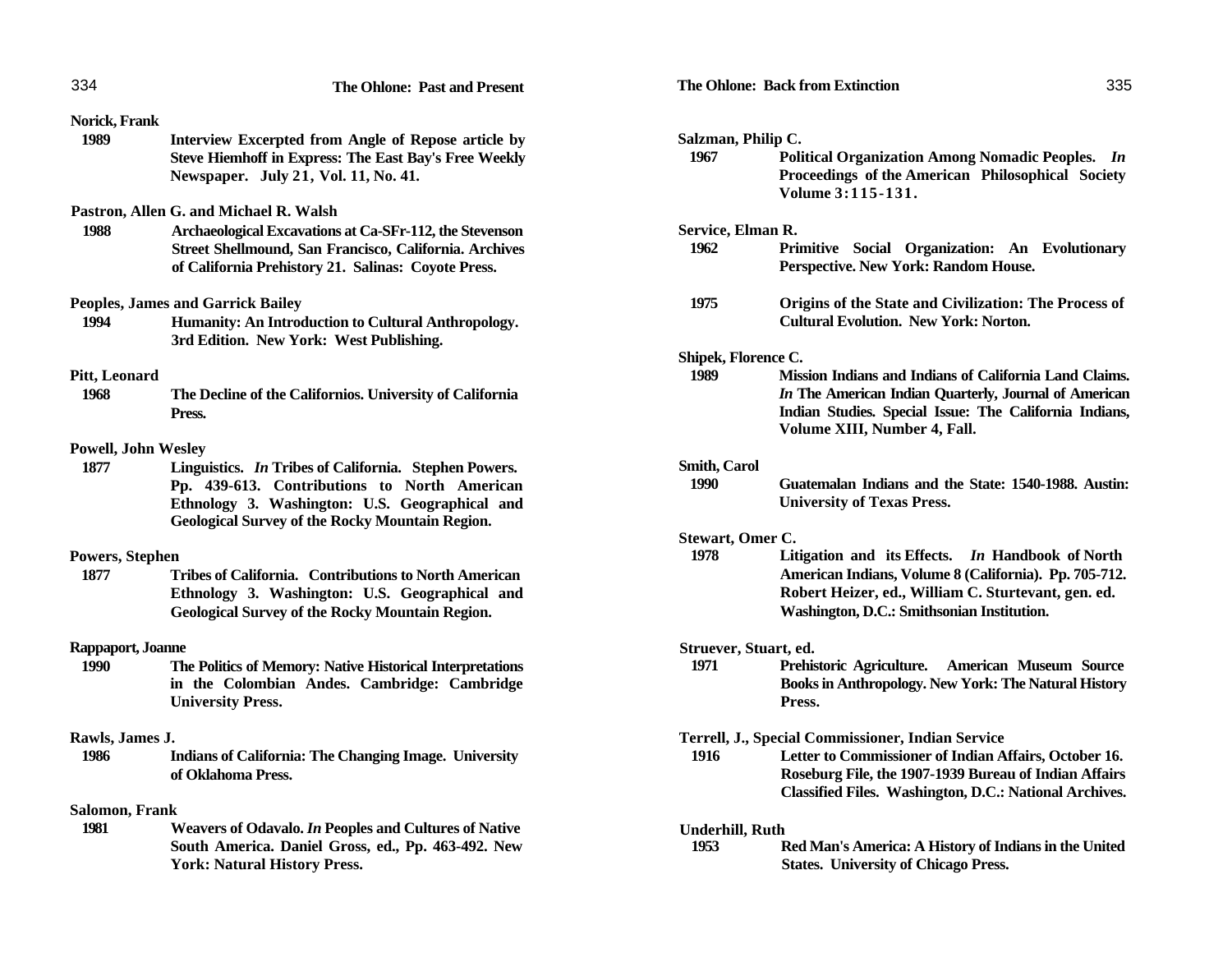**Norick, Frank**

**1989** Interview Excerpted from Angle of Repose article by Steve Hiemhoff in Express: The East Bay's Free Weekly Newspaper. July 21, Vol. 11, No. 41.

**Pastron, Allen G. and Michael R. Walsh**

**1988** Archaeological Excavations at Ca-SFr-112, the Stevenson Street Shellmound, San Francisco, California. Archives of California Prehistory 21. Salinas: Coyote Press.

**Peoples, James and Garrick Bailey**

**1994** Humanity: An Introduction to Cultural Anthropology. 3rd Edition. New York: West Publishing.

**Pitt, Leonard**

**1968** The Decline of the Californios. University of California Press.

**Powell, John Wesley**

**1877** Linguistics. *In* Tribes of California. Stephen Powers. Pp. 439-613. Contributions to North American Ethnology 3. Washington: U.S. Geographical and Geological Survey of the Rocky Mountain Region.

**Powers, Stephen**

**1877** Tribes of California. Contributions to North American Ethnology 3. Washington: U.S. Geographical and Geological Survey of the Rocky Mountain Region.

**Rappaport, Joanne**

**1990** The Politics of Memory: Native Historical Interpretations in the Colombian Andes. Cambridge: Cambridge University Press.

**Rawls, James J.**

**1986** Indians of California: The Changing Image. University of Oklahoma Press.

**Salomon, Frank**

**1981** Weavers of Odavalo. *In* Peoples and Cultures of Native South America. Daniel Gross, ed., Pp. 463-492. New York: Natural History Press.

**Salzman, Philip C.**

**1967** Political Organization Among Nomadic Peoples. *In* Proceedings of the American Philosophical Society Volume 3:115-131.

**Service, Elman R.**

**1962** Primitive Social Organization: An Evolutionary Perspective. New York: Random House.

**1975** Origins of the State and Civilization: The Process of Cultural Evolution. New York: Norton.

**Shipek, Florence C.**

**1989** Mission Indians and Indians of California Land Claims. *In* The American Indian Quarterly, Journal of American Indian Studies. Special Issue: The California Indians, Volume XIII, Number 4, Fall.

**Smith, Carol**

**1990** Guatemalan Indians and the State: 1540-1988. Austin: University of Texas Press.

**Stewart, Omer C.**

**1978** Litigation and its Effects. *In* Handbook of North American Indians, Volume 8 (California). Pp. 705-712. Robert Heizer, ed., William C. Sturtevant, gen. ed. Washington, D.C.: Smithsonian Institution.

**Struever, Stuart, ed.**

**1971** Prehistoric Agriculture. American Museum Source Books in Anthropology. New York: The Natural History Press.

**Terrell, J., Special Commissioner, Indian Service**

**1916** Letter to Commissioner of Indian Affairs, October 16. Roseburg File, the 1907-1939 Bureau of Indian Affairs Classified Files. Washington, D.C.: National Archives.

**Underhill, Ruth**

**1953** Red Man's America: A History of Indians in the United States. University of Chicago Press.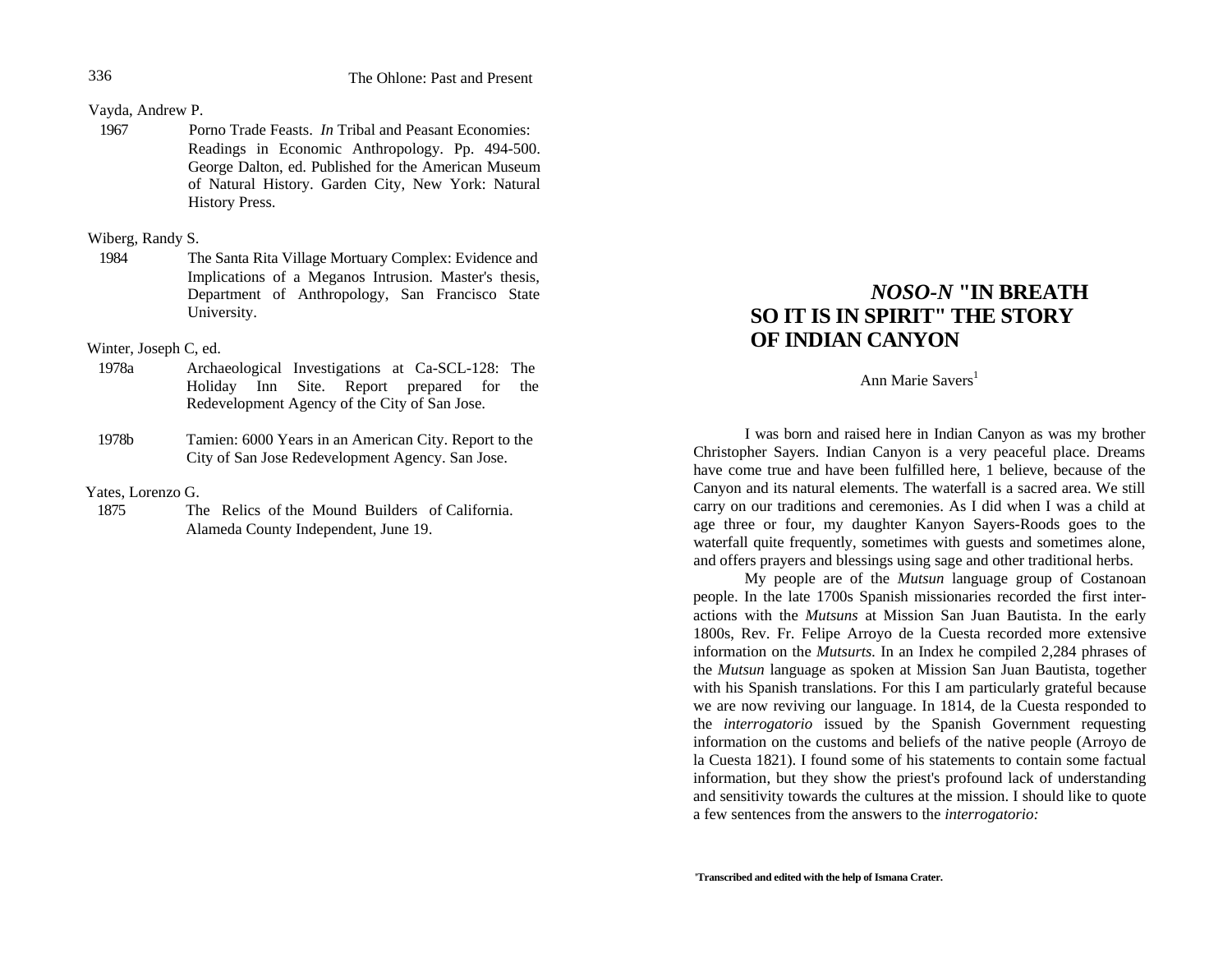Vayda, Andrew P.

1967 Porno Trade Feasts. *In* Tribal and Peasant Economies: Readings in Economic Anthropology. Pp. 494-500. George Dalton, ed. Published for the American Museum of Natural History. Garden City, New York: Natural History Press.

Wiberg, Randy S.

1984 The Santa Rita Village Mortuary Complex: Evidence and Implications of a Meganos Intrusion. Master's thesis, Department of Anthropology, San Francisco State University.

Winter, Joseph C, ed.

1978a Archaeological Investigations at Ca-SCL-128: The Holiday Inn Site. Report prepared for the Redevelopment Agency of the City of San Jose.

1978b Tamien: 6000 Years in an American City. Report to the City of San Jose Redevelopment Agency. San Jose.

Yates, Lorenzo G.

1875 The Relics of the Mound Builders of California. Alameda County Independent, June 19.

# *NOSO-N* "IN BREATH SO IT IS IN SPIRIT" THE STORY OF INDIAN CANYON

Ann Marie Savers[1]

I was born and raised here in Indian Canyon as was my brother Christopher Sayers. Indian Canyon is a very peaceful place. Dreams have come true and have been fulfilled here, 1 believe, because of the Canyon and its natural elements. The waterfall is a sacred area. We still carry on our traditions and ceremonies. As I did when I was a child at age three or four, my daughter Kanyon Sayers-Roods goes to the waterfall quite frequently, sometimes with guests and sometimes alone, and offers prayers and blessings using sage and other traditional herbs.

My people are of the *Mutsun* language group of Costanoan people. In the late 1700s Spanish missionaries recorded the first interactions with the *Mutsuns* at Mission San Juan Bautista. In the early 1800s, Rev. Fr. Felipe Arroyo de la Cuesta recorded more extensive information on the *Mutsurts.* In an Index he compiled 2,284 phrases of the *Mutsun* language as spoken at Mission San Juan Bautista, together with his Spanish translations. For this I am particularly grateful because we are now reviving our language. In 1814, de la Cuesta responded to the *interrogatorio* issued by the Spanish Government requesting information on the customs and beliefs of the native people (Arroyo de la Cuesta 1821). I found some of his statements to contain some factual information, but they show the priest's profound lack of understanding and sensitivity towards the cultures at the mission. I should like to quote a few sentences from the answers to the *interrogatorio:*

[1]Transcribed and edited with the help of Ismana Crater.